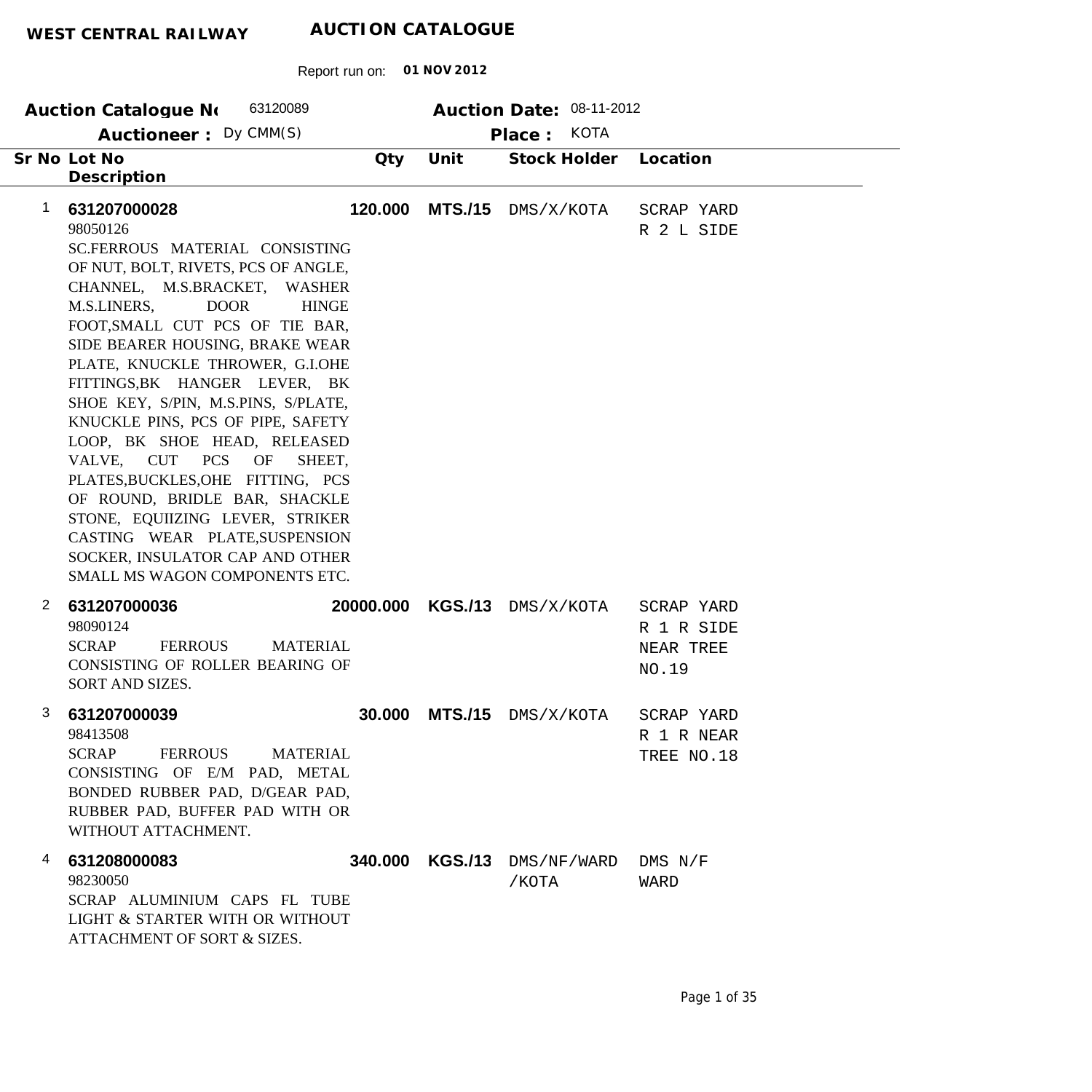**WEST CENTRAL RAILWAY** **AUCTION CATALOGUE**

Report run on: **01 NOV 2012**

**Auction Catalogue No** 63120089 **Auction Date:** 08-11-2012

**Auctioneer :** Dy CMM(S) **Place :** KOTA

| Sr No | Lot No / Description | Qty | Unit | Stock Holder | Location |
|---|---|---|---|---|---|
| 1 | **631207000028**<br>98050126<br>SC.FERROUS MATERIAL CONSISTING OF NUT, BOLT, RIVETS, PCS OF ANGLE, CHANNEL, M.S.BRACKET, WASHER M.S.LINERS, DOOR HINGE FOOT,SMALL CUT PCS OF TIE BAR, SIDE BEARER HOUSING, BRAKE WEAR PLATE, KNUCKLE THROWER, G.I.OHE FITTINGS,BK HANGER LEVER, BK SHOE KEY, S/PIN, M.S.PINS, S/PLATE, KNUCKLE PINS, PCS OF PIPE, SAFETY LOOP, BK SHOE HEAD, RELEASED VALVE, CUT PCS OF SHEET, PLATES,BUCKLES,OHE FITTING, PCS OF ROUND, BRIDLE BAR, SHACKLE STONE, EQUIIZING LEVER, STRIKER CASTING WEAR PLATE,SUSPENSION SOCKER, INSULATOR CAP AND OTHER SMALL MS WAGON COMPONENTS ETC. | **120.000** | **MTS./15** | DMS/X/KOTA | SCRAP YARD R 2 L SIDE |
| 2 | **631207000036**<br>98090124<br>SCRAP FERROUS MATERIAL CONSISTING OF ROLLER BEARING OF SORT AND SIZES. | **20000.000** | **KGS./13** | DMS/X/KOTA | SCRAP YARD R 1 R SIDE NEAR TREE NO.19 |
| 3 | **631207000039**<br>98413508<br>SCRAP FERROUS MATERIAL CONSISTING OF E/M PAD, METAL BONDED RUBBER PAD, D/GEAR PAD, RUBBER PAD, BUFFER PAD WITH OR WITHOUT ATTACHMENT. | **30.000** | **MTS./15** | DMS/X/KOTA | SCRAP YARD R 1 R NEAR TREE NO.18 |
| 4 | **631208000083**<br>98230050<br>SCRAP ALUMINIUM CAPS FL TUBE LIGHT & STARTER WITH OR WITHOUT ATTACHMENT OF SORT & SIZES. | **340.000** | **KGS./13** | DMS/NF/WARD /KOTA | DMS N/F WARD |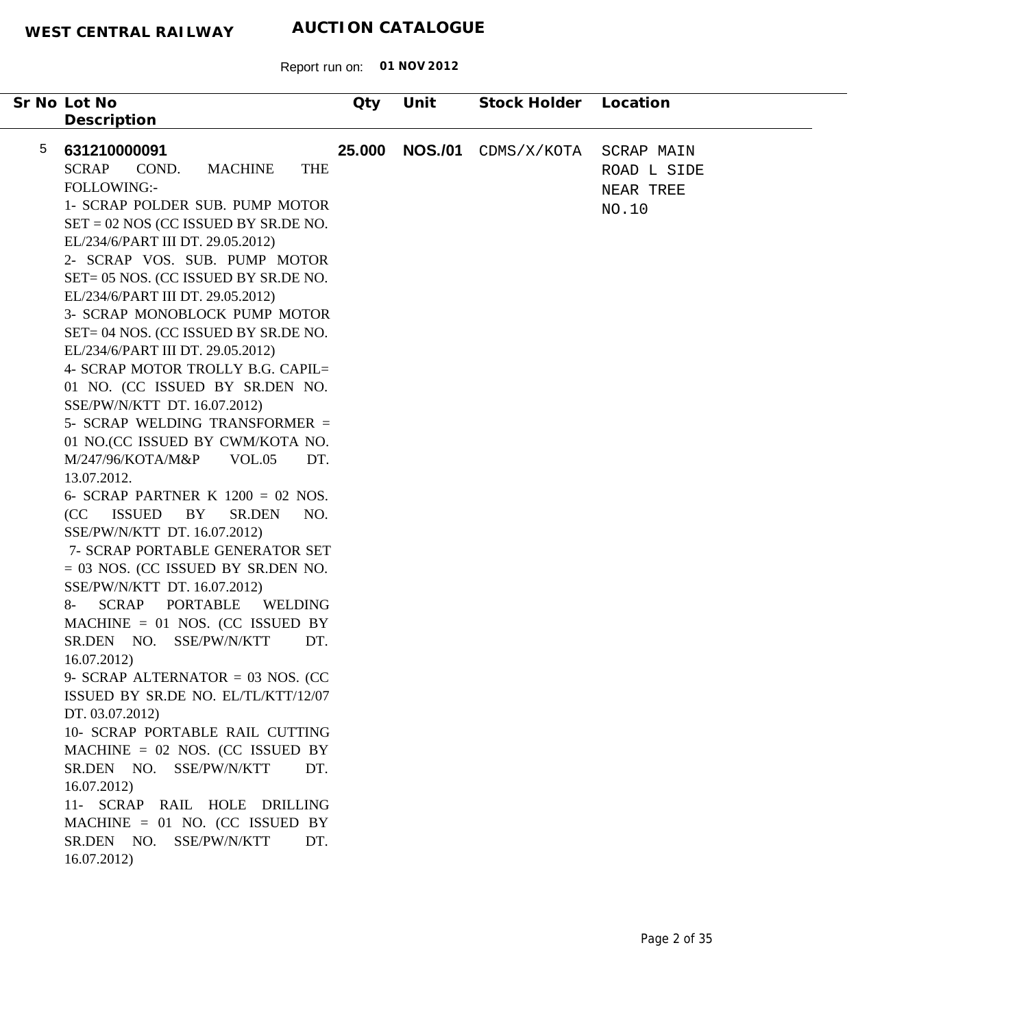WEST CENTRAL RAILWAY **AUCTION CATALOGUE**

Report run on: **01 NOV 2012**

| Sr No | Lot No / Description | Qty | Unit | Stock Holder | Location |
|---|---|---|---|---|---|
| 5 | **631210000091**<br>SCRAP COND. MACHINE THE FOLLOWING:-<br>1- SCRAP POLDER SUB. PUMP MOTOR SET = 02 NOS (CC ISSUED BY SR.DE NO. EL/234/6/PART III DT. 29.05.2012)<br>2- SCRAP VOS. SUB. PUMP MOTOR SET= 05 NOS. (CC ISSUED BY SR.DE NO. EL/234/6/PART III DT. 29.05.2012)<br>3- SCRAP MONOBLOCK PUMP MOTOR SET= 04 NOS. (CC ISSUED BY SR.DE NO. EL/234/6/PART III DT. 29.05.2012)<br>4- SCRAP MOTOR TROLLY B.G. CAPIL= 01 NO. (CC ISSUED BY SR.DEN NO. SSE/PW/N/KTT DT. 16.07.2012)<br>5- SCRAP WELDING TRANSFORMER = 01 NO.(CC ISSUED BY CWM/KOTA NO. M/247/96/KOTA/M&P VOL.05 DT. 13.07.2012.<br>6- SCRAP PARTNER K 1200 = 02 NOS. (CC ISSUED BY SR.DEN NO. SSE/PW/N/KTT DT. 16.07.2012)<br>7- SCRAP PORTABLE GENERATOR SET = 03 NOS. (CC ISSUED BY SR.DEN NO. SSE/PW/N/KTT DT. 16.07.2012)<br>8- SCRAP PORTABLE WELDING MACHINE = 01 NOS. (CC ISSUED BY SR.DEN NO. SSE/PW/N/KTT DT. 16.07.2012)<br>9- SCRAP ALTERNATOR = 03 NOS. (CC ISSUED BY SR.DE NO. EL/TL/KTT/12/07 DT. 03.07.2012)<br>10- SCRAP PORTABLE RAIL CUTTING MACHINE = 02 NOS. (CC ISSUED BY SR.DEN NO. SSE/PW/N/KTT DT. 16.07.2012)<br>11- SCRAP RAIL HOLE DRILLING MACHINE = 01 NO. (CC ISSUED BY SR.DEN NO. SSE/PW/N/KTT DT. 16.07.2012) | **25.000** | **NOS./01** | CDMS/X/KOTA | SCRAP MAIN ROAD L SIDE NEAR TREE NO.10 |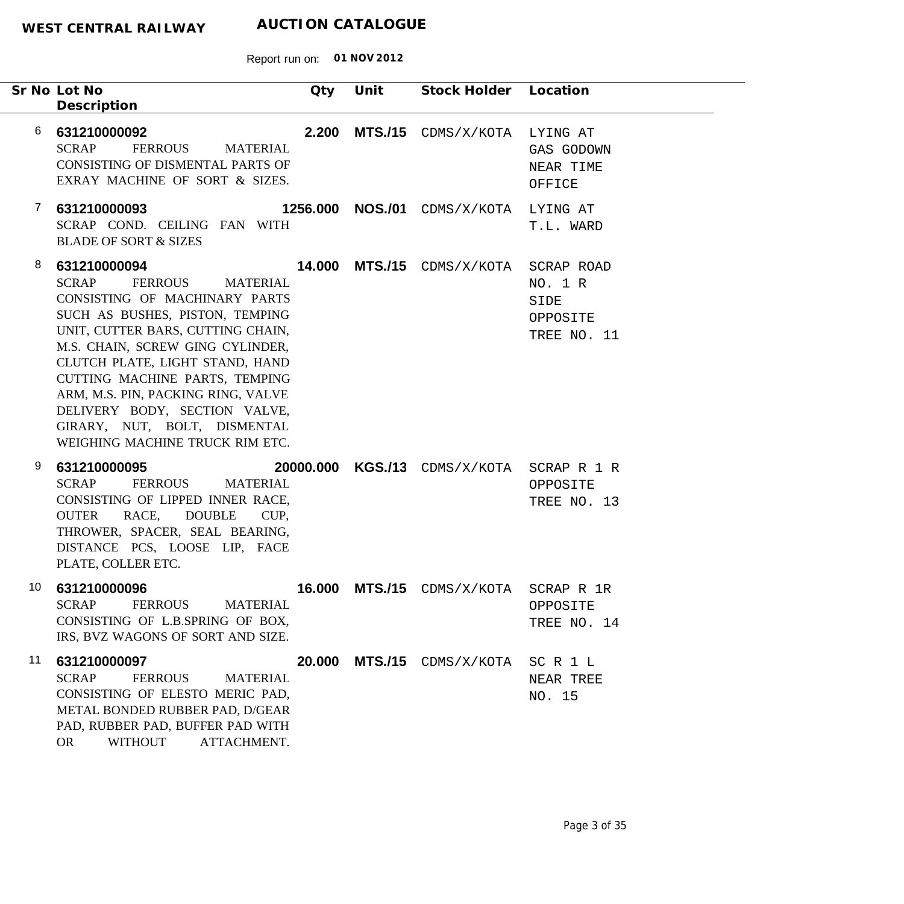**WEST CENTRAL RAILWAY** **AUCTION CATALOGUE**

Report run on: **01 NOV 2012**

| Sr No | Lot No / Description | Qty | Unit | Stock Holder | Location |
|---|---|---|---|---|---|
| 6 | **631210000092**<br>SCRAP FERROUS MATERIAL CONSISTING OF DISMENTAL PARTS OF EXRAY MACHINE OF SORT & SIZES. | **2.200** | **MTS./15** | CDMS/X/KOTA | LYING AT GAS GODOWN NEAR TIME OFFICE |
| 7 | **631210000093**<br>SCRAP COND. CEILING FAN WITH BLADE OF SORT & SIZES | **1256.000** | **NOS./01** | CDMS/X/KOTA | LYING AT T.L. WARD |
| 8 | **631210000094**<br>SCRAP FERROUS MATERIAL CONSISTING OF MACHINARY PARTS SUCH AS BUSHES, PISTON, TEMPING UNIT, CUTTER BARS, CUTTING CHAIN, M.S. CHAIN, SCREW GING CYLINDER, CLUTCH PLATE, LIGHT STAND, HAND CUTTING MACHINE PARTS, TEMPING ARM, M.S. PIN, PACKING RING, VALVE DELIVERY BODY, SECTION VALVE, GIRARY, NUT, BOLT, DISMENTAL WEIGHING MACHINE TRUCK RIM ETC. | **14.000** | **MTS./15** | CDMS/X/KOTA | SCRAP ROAD NO. 1 R SIDE OPPOSITE TREE NO. 11 |
| 9 | **631210000095**<br>SCRAP FERROUS MATERIAL CONSISTING OF LIPPED INNER RACE, OUTER RACE, DOUBLE CUP, THROWER, SPACER, SEAL BEARING, DISTANCE PCS, LOOSE LIP, FACE PLATE, COLLER ETC. | **20000.000** | **KGS./13** | CDMS/X/KOTA | SCRAP R 1 R OPPOSITE TREE NO. 13 |
| 10 | **631210000096**<br>SCRAP FERROUS MATERIAL CONSISTING OF L.B.SPRING OF BOX, IRS, BVZ WAGONS OF SORT AND SIZE. | **16.000** | **MTS./15** | CDMS/X/KOTA | SCRAP R 1R OPPOSITE TREE NO. 14 |
| 11 | **631210000097**<br>SCRAP FERROUS MATERIAL CONSISTING OF ELESTO MERIC PAD, METAL BONDED RUBBER PAD, D/GEAR PAD, RUBBER PAD, BUFFER PAD WITH OR WITHOUT ATTACHMENT. | **20.000** | **MTS./15** | CDMS/X/KOTA | SC R 1 L NEAR TREE NO. 15 |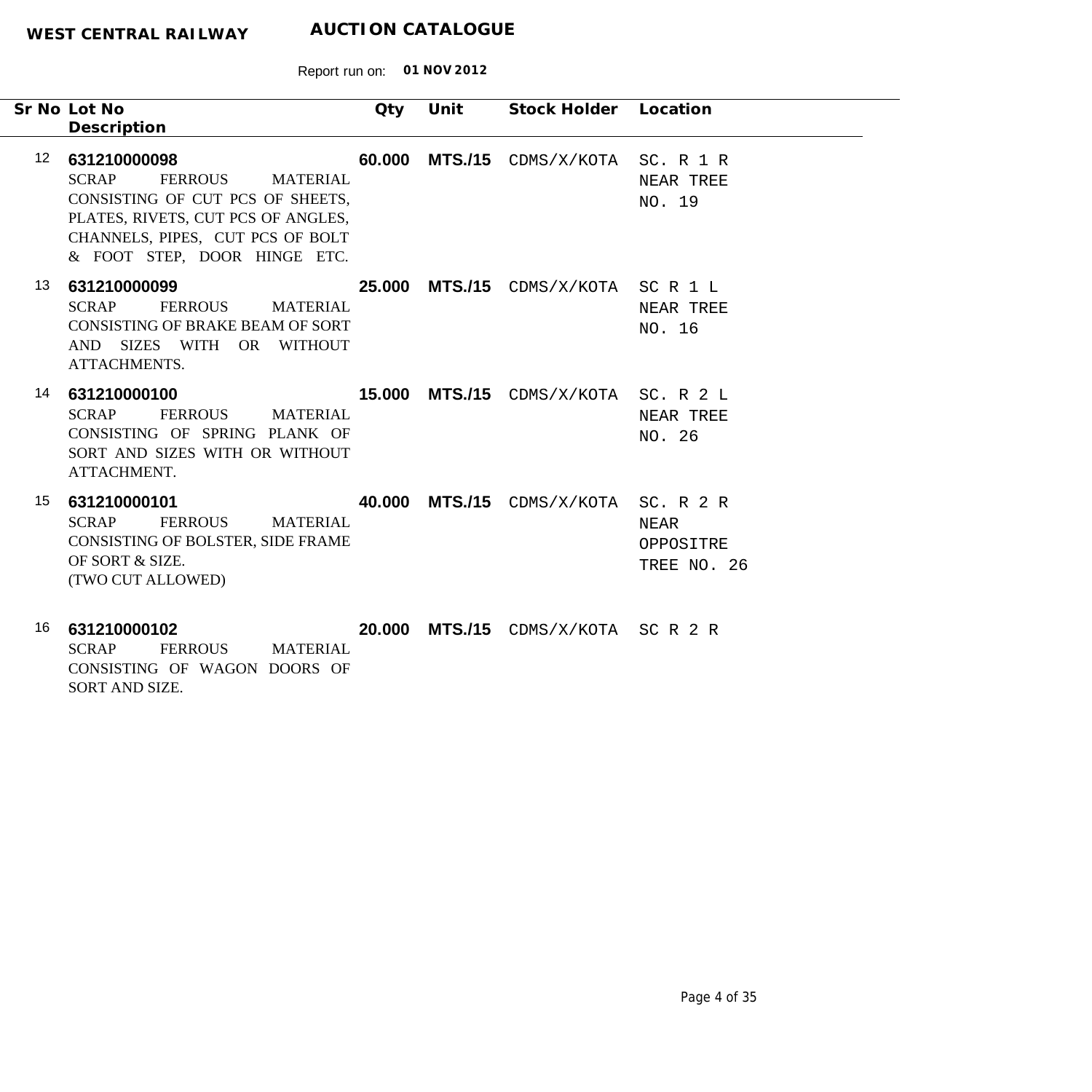**WEST CENTRAL RAILWAY** **AUCTION CATALOGUE**

Report run on: **01 NOV 2012**

| Sr No | Lot No / Description | Qty | Unit | Stock Holder | Location |
|---|---|---|---|---|---|
| 12 | **631210000098**<br>SCRAP FERROUS MATERIAL CONSISTING OF CUT PCS OF SHEETS, PLATES, RIVETS, CUT PCS OF ANGLES, CHANNELS, PIPES, CUT PCS OF BOLT & FOOT STEP, DOOR HINGE ETC. | **60.000** | **MTS./15** | CDMS/X/KOTA | SC. R 1 R NEAR TREE NO. 19 |
| 13 | **631210000099**<br>SCRAP FERROUS MATERIAL CONSISTING OF BRAKE BEAM OF SORT AND SIZES WITH OR WITHOUT ATTACHMENTS. | **25.000** | **MTS./15** | CDMS/X/KOTA | SC R 1 L NEAR TREE NO. 16 |
| 14 | **631210000100**<br>SCRAP FERROUS MATERIAL CONSISTING OF SPRING PLANK OF SORT AND SIZES WITH OR WITHOUT ATTACHMENT. | **15.000** | **MTS./15** | CDMS/X/KOTA | SC. R 2 L NEAR TREE NO. 26 |
| 15 | **631210000101**<br>SCRAP FERROUS MATERIAL CONSISTING OF BOLSTER, SIDE FRAME OF SORT & SIZE.<br>(TWO CUT ALLOWED) | **40.000** | **MTS./15** | CDMS/X/KOTA | SC. R 2 R NEAR OPPOSITRE TREE NO. 26 |
| 16 | **631210000102**<br>SCRAP FERROUS MATERIAL CONSISTING OF WAGON DOORS OF SORT AND SIZE. | **20.000** | **MTS./15** | CDMS/X/KOTA | SC R 2 R |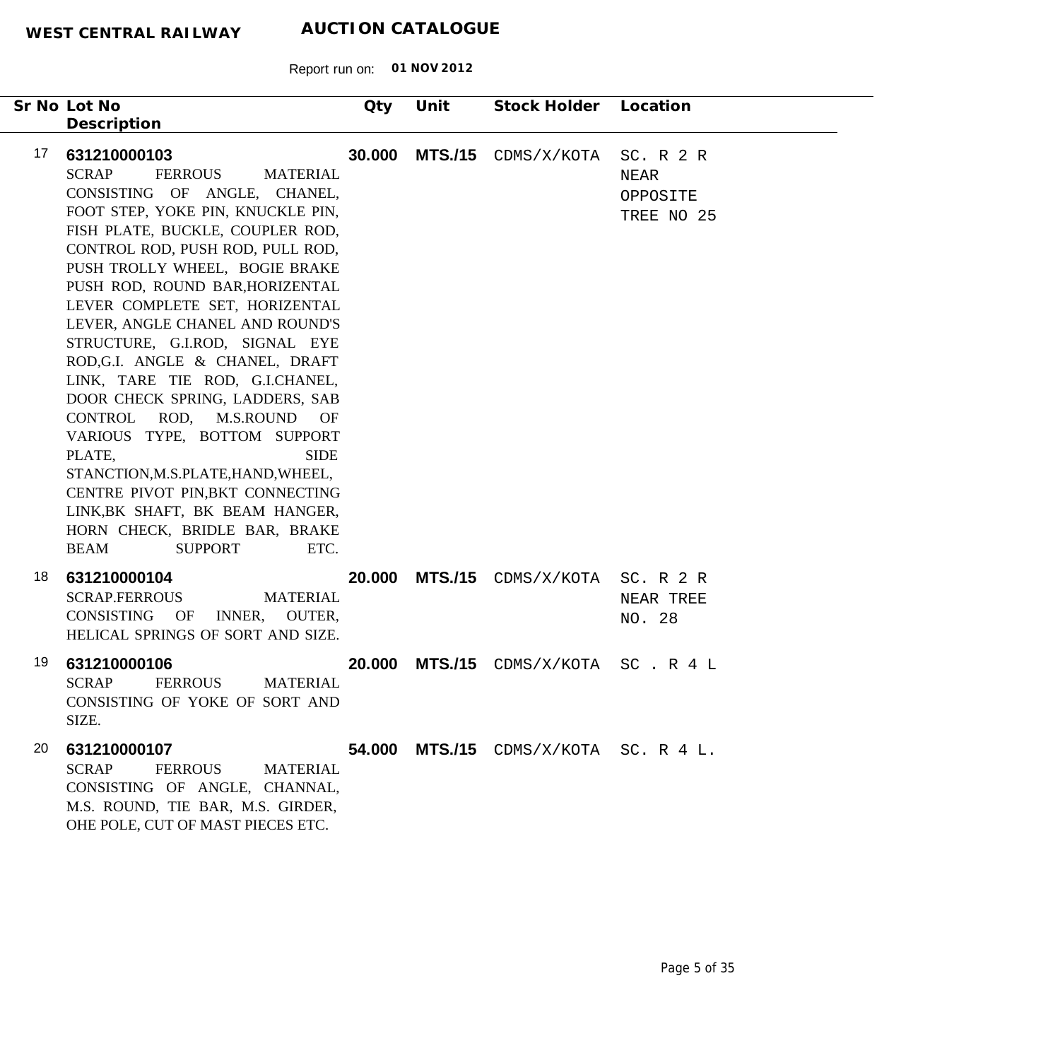**WEST CENTRAL RAILWAY** **AUCTION CATALOGUE**

Report run on: **01 NOV 2012**

| Sr No | Lot No / Description | Qty | Unit | Stock Holder | Location |
|---|---|---|---|---|---|
| 17 | **631210000103**<br>SCRAP FERROUS MATERIAL CONSISTING OF ANGLE, CHANEL, FOOT STEP, YOKE PIN, KNUCKLE PIN, FISH PLATE, BUCKLE, COUPLER ROD, CONTROL ROD, PUSH ROD, PULL ROD, PUSH TROLLY WHEEL, BOGIE BRAKE PUSH ROD, ROUND BAR,HORIZENTAL LEVER COMPLETE SET, HORIZENTAL LEVER, ANGLE CHANEL AND ROUND'S STRUCTURE, G.I.ROD, SIGNAL EYE ROD,G.I. ANGLE & CHANEL, DRAFT LINK, TARE TIE ROD, G.I.CHANEL, DOOR CHECK SPRING, LADDERS, SAB CONTROL ROD, M.S.ROUND OF VARIOUS TYPE, BOTTOM SUPPORT PLATE, SIDE STANCTION,M.S.PLATE,HAND,WHEEL, CENTRE PIVOT PIN,BKT CONNECTING LINK,BK SHAFT, BK BEAM HANGER, HORN CHECK, BRIDLE BAR, BRAKE BEAM SUPPORT ETC. | **30.000** | **MTS./15** | CDMS/X/KOTA | SC. R 2 R NEAR OPPOSITE TREE NO 25 |
| 18 | **631210000104**<br>SCRAP.FERROUS MATERIAL CONSISTING OF INNER, OUTER, HELICAL SPRINGS OF SORT AND SIZE. | **20.000** | **MTS./15** | CDMS/X/KOTA | SC. R 2 R NEAR TREE NO. 28 |
| 19 | **631210000106**<br>SCRAP FERROUS MATERIAL CONSISTING OF YOKE OF SORT AND SIZE. | **20.000** | **MTS./15** | CDMS/X/KOTA | SC . R 4 L |
| 20 | **631210000107**<br>SCRAP FERROUS MATERIAL CONSISTING OF ANGLE, CHANNAL, M.S. ROUND, TIE BAR, M.S. GIRDER, OHE POLE, CUT OF MAST PIECES ETC. | **54.000** | **MTS./15** | CDMS/X/KOTA | SC. R 4 L. |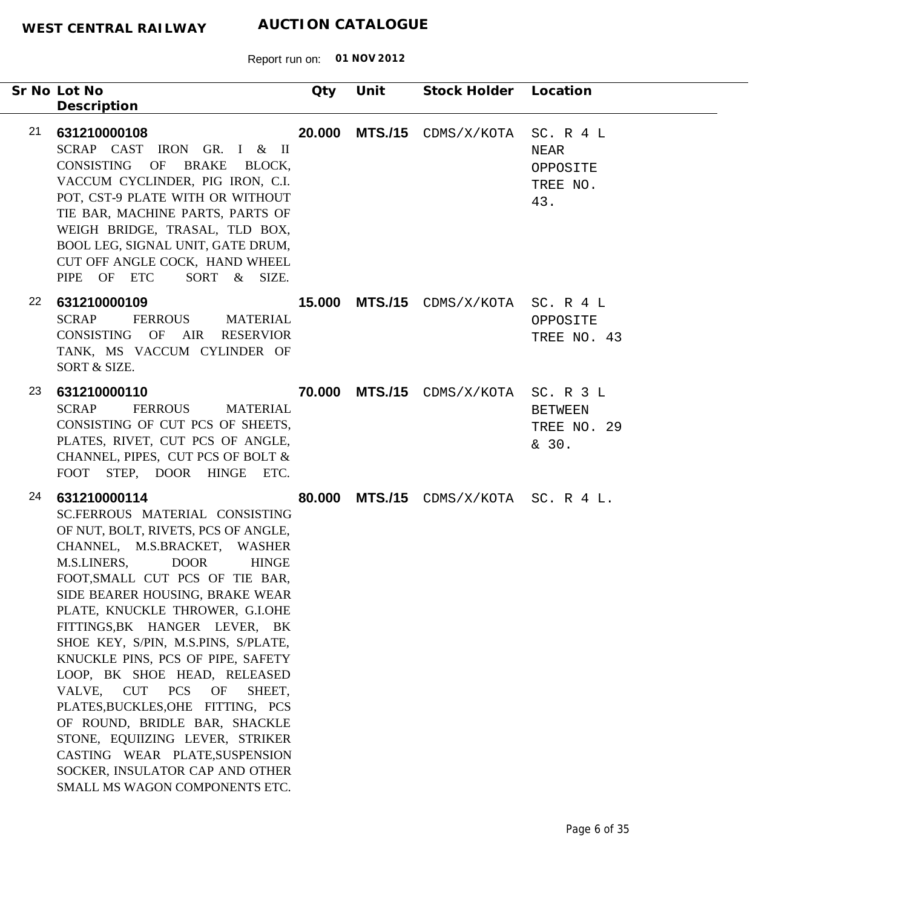**WEST CENTRAL RAILWAY** **AUCTION CATALOGUE**

Report run on: **01 NOV 2012**

| Sr No | Lot No / Description | Qty | Unit | Stock Holder | Location |
|---|---|---|---|---|---|
| 21 | **631210000108** SCRAP CAST IRON GR. I & II CONSISTING OF BRAKE BLOCK, VACCUM CYCLINDER, PIG IRON, C.I. POT, CST-9 PLATE WITH OR WITHOUT TIE BAR, MACHINE PARTS, PARTS OF WEIGH BRIDGE, TRASAL, TLD BOX, BOOL LEG, SIGNAL UNIT, GATE DRUM, CUT OFF ANGLE COCK, HAND WHEEL PIPE OF ETC SORT & SIZE. | **20.000** | **MTS./15** | CDMS/X/KOTA | SC. R 4 L NEAR OPPOSITE TREE NO. 43. |
| 22 | **631210000109** SCRAP FERROUS MATERIAL CONSISTING OF AIR RESERVIOR TANK, MS VACCUM CYLINDER OF SORT & SIZE. | **15.000** | **MTS./15** | CDMS/X/KOTA | SC. R 4 L OPPOSITE TREE NO. 43 |
| 23 | **631210000110** SCRAP FERROUS MATERIAL CONSISTING OF CUT PCS OF SHEETS, PLATES, RIVET, CUT PCS OF ANGLE, CHANNEL, PIPES, CUT PCS OF BOLT & FOOT STEP, DOOR HINGE ETC. | **70.000** | **MTS./15** | CDMS/X/KOTA | SC. R 3 L BETWEEN TREE NO. 29 & 30. |
| 24 | **631210000114** SC.FERROUS MATERIAL CONSISTING OF NUT, BOLT, RIVETS, PCS OF ANGLE, CHANNEL, M.S.BRACKET, WASHER M.S.LINERS, DOOR HINGE FOOT,SMALL CUT PCS OF TIE BAR, SIDE BEARER HOUSING, BRAKE WEAR PLATE, KNUCKLE THROWER, G.I.OHE FITTINGS,BK HANGER LEVER, BK SHOE KEY, S/PIN, M.S.PINS, S/PLATE, KNUCKLE PINS, PCS OF PIPE, SAFETY LOOP, BK SHOE HEAD, RELEASED VALVE, CUT PCS OF SHEET, PLATES,BUCKLES,OHE FITTING, PCS OF ROUND, BRIDLE BAR, SHACKLE STONE, EQUIIZING LEVER, STRIKER CASTING WEAR PLATE,SUSPENSION SOCKER, INSULATOR CAP AND OTHER SMALL MS WAGON COMPONENTS ETC. | **80.000** | **MTS./15** | CDMS/X/KOTA | SC. R 4 L. |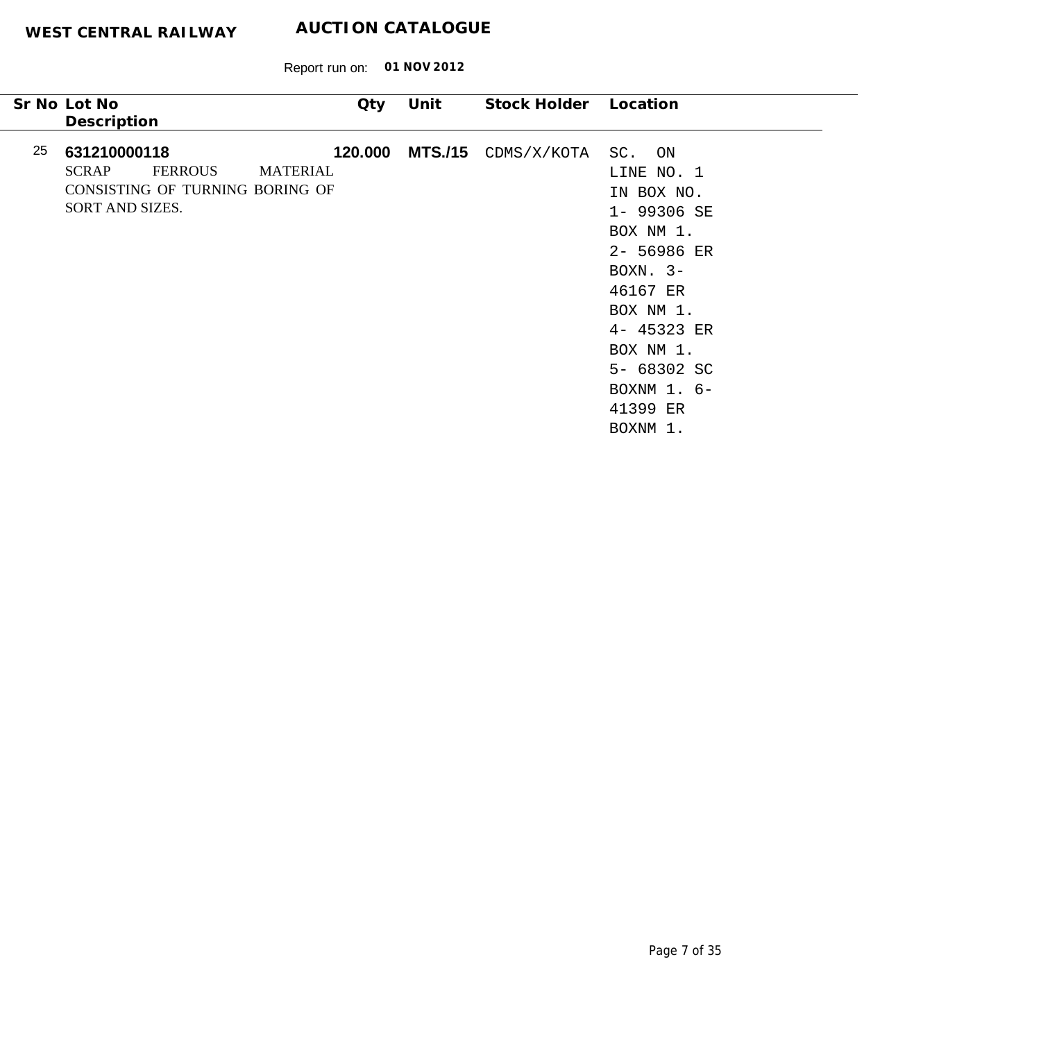**WEST CENTRAL RAILWAY** **AUCTION CATALOGUE**

Report run on: **01 NOV 2012**

| Sr No | Lot No / Description | Qty | Unit | Stock Holder | Location |
|---|---|---|---|---|---|
| 25 | **631210000118**<br>SCRAP FERROUS MATERIAL CONSISTING OF TURNING BORING OF SORT AND SIZES. | **120.000** | **MTS./15** | CDMS/X/KOTA | SC. ON LINE NO. 1 IN BOX NO. 1- 99306 SE BOX NM 1. 2- 56986 ER BOXN. 3- 46167 ER BOX NM 1. 4- 45323 ER BOX NM 1. 5- 68302 SC BOXNM 1. 6- 41399 ER BOXNM 1. |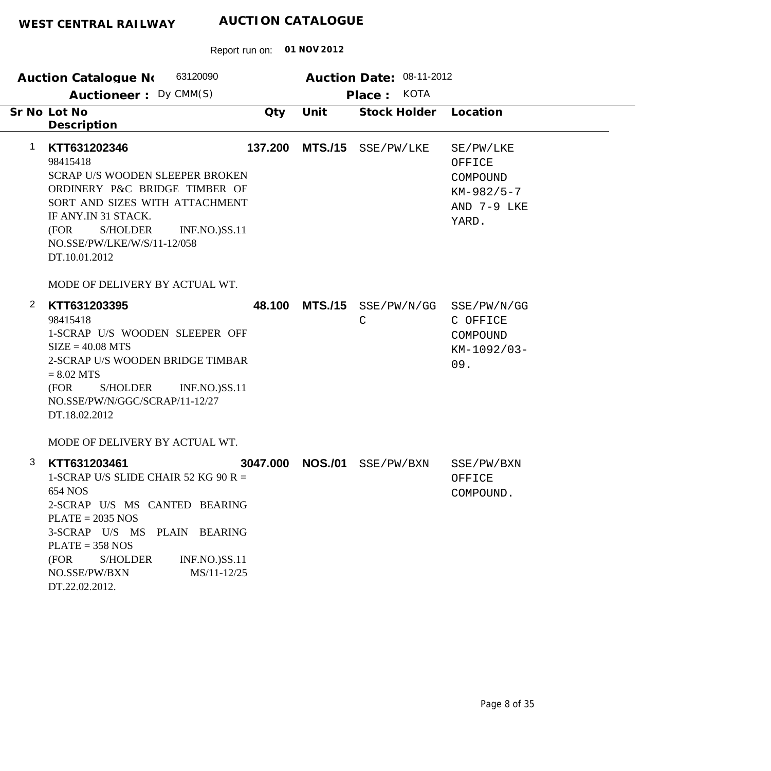**WEST CENTRAL RAILWAY** **AUCTION CATALOGUE**

Report run on: **01 NOV 2012**

**Auction Catalogue No** 63120090 **Auction Date:** 08-11-2012

**Auctioneer :** Dy CMM(S) **Place :** KOTA

| Sr No | Lot No / Description | Qty | Unit | Stock Holder | Location |
|---|---|---|---|---|---|
| 1 | **KTT631202346**<br>98415418<br>SCRAP U/S WOODEN SLEEPER BROKEN ORDINERY P&C BRIDGE TIMBER OF SORT AND SIZES WITH ATTACHMENT IF ANY.IN 31 STACK.<br>(FOR S/HOLDER INF.NO.)SS.11 NO.SSE/PW/LKE/W/S/11-12/058 DT.10.01.2012<br><br>MODE OF DELIVERY BY ACTUAL WT. | **137.200** | **MTS./15** | SSE/PW/LKE | SE/PW/LKE OFFICE COMPOUND KM-982/5-7 AND 7-9 LKE YARD. |
| 2 | **KTT631203395**<br>98415418<br>1-SCRAP U/S WOODEN SLEEPER OFF SIZE = 40.08 MTS<br>2-SCRAP U/S WOODEN BRIDGE TIMBAR = 8.02 MTS<br>(FOR S/HOLDER INF.NO.)SS.11 NO.SSE/PW/N/GGC/SCRAP/11-12/27 DT.18.02.2012<br><br>MODE OF DELIVERY BY ACTUAL WT. | **48.100** | **MTS./15** | SSE/PW/N/GGC | SSE/PW/N/GGC OFFICE COMPOUND KM-1092/03-09. |
| 3 | **KTT631203461**<br>1-SCRAP U/S SLIDE CHAIR 52 KG 90 R = 654 NOS<br>2-SCRAP U/S MS CANTED BEARING PLATE = 2035 NOS<br>3-SCRAP U/S MS PLAIN BEARING PLATE = 358 NOS<br>(FOR S/HOLDER INF.NO.)SS.11 NO.SSE/PW/BXN MS/11-12/25 DT.22.02.2012. | **3047.000** | **NOS./01** | SSE/PW/BXN | SSE/PW/BXN OFFICE COMPOUND. |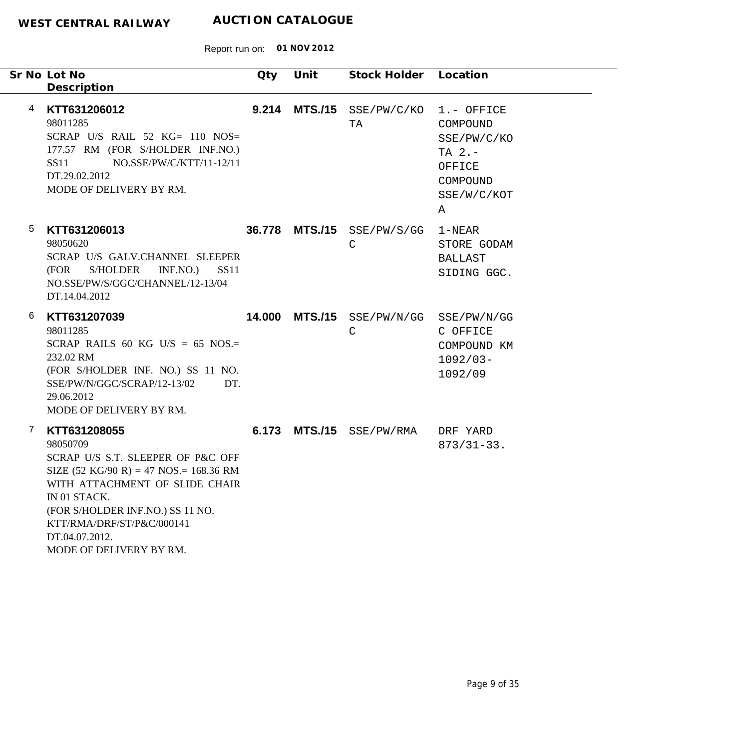**WEST CENTRAL RAILWAY** **AUCTION CATALOGUE**

Report run on: **01 NOV 2012**

| Sr No | Lot No / Description | Qty | Unit | Stock Holder | Location |
|---|---|---|---|---|---|
| 4 | **KTT631206012**<br>98011285<br>SCRAP U/S RAIL 52 KG= 110 NOS= 177.57 RM (FOR S/HOLDER INF.NO.) SS11 NO.SSE/PW/C/KTT/11-12/11 DT.29.02.2012<br>MODE OF DELIVERY BY RM. | **9.214** | **MTS./15** | SSE/PW/C/KOTA | 1.- OFFICE COMPOUND SSE/PW/C/KOTA 2.- OFFICE COMPOUND SSE/W/C/KOTA |
| 5 | **KTT631206013**<br>98050620<br>SCRAP U/S GALV.CHANNEL SLEEPER (FOR S/HOLDER INF.NO.) SS11 NO.SSE/PW/S/GGC/CHANNEL/12-13/04 DT.14.04.2012 | **36.778** | **MTS./15** | SSE/PW/S/GGC | 1-NEAR STORE GODAM BALLAST SIDING GGC. |
| 6 | **KTT631207039**<br>98011285<br>SCRAP RAILS 60 KG U/S = 65 NOS.= 232.02 RM<br>(FOR S/HOLDER INF. NO.) SS 11 NO. SSE/PW/N/GGC/SCRAP/12-13/02 DT. 29.06.2012<br>MODE OF DELIVERY BY RM. | **14.000** | **MTS./15** | SSE/PW/N/GGC | SSE/PW/N/GGC OFFICE COMPOUND KM 1092/03-1092/09 |
| 7 | **KTT631208055**<br>98050709<br>SCRAP U/S S.T. SLEEPER OF P&C OFF SIZE (52 KG/90 R) = 47 NOS.= 168.36 RM WITH ATTACHMENT OF SLIDE CHAIR IN 01 STACK.<br>(FOR S/HOLDER INF.NO.) SS 11 NO. KTT/RMA/DRF/ST/P&C/000141 DT.04.07.2012.<br>MODE OF DELIVERY BY RM. | **6.173** | **MTS./15** | SSE/PW/RMA | DRF YARD 873/31-33. |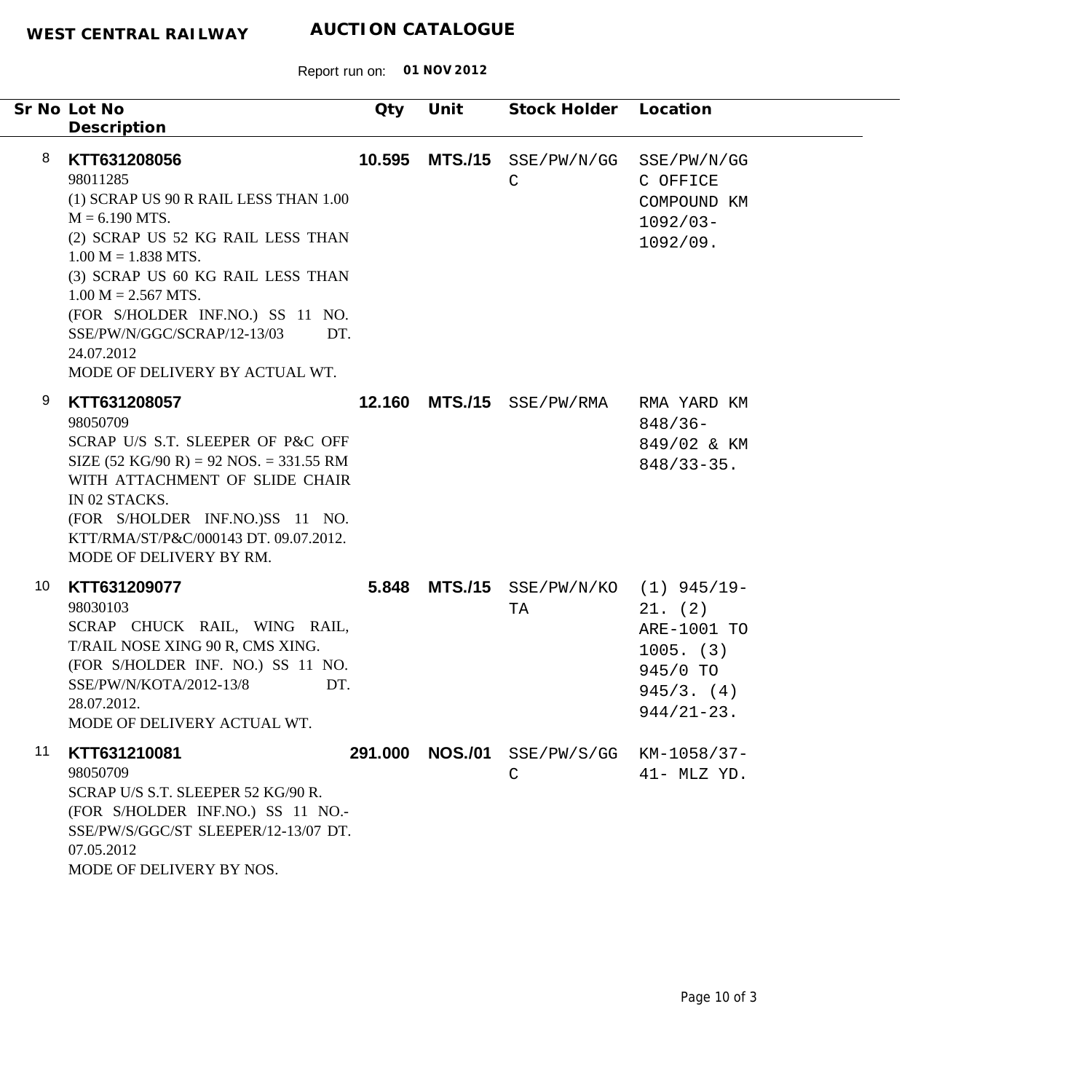**WEST CENTRAL RAILWAY** **AUCTION CATALOGUE**

Report run on: **01 NOV 2012**

| Sr No | Lot No / Description | Qty | Unit | Stock Holder | Location |
|---|---|---|---|---|---|
| 8 | **KTT631208056**<br>98011285<br>(1) SCRAP US 90 R RAIL LESS THAN 1.00 M = 6.190 MTS.<br>(2) SCRAP US 52 KG RAIL LESS THAN 1.00 M = 1.838 MTS.<br>(3) SCRAP US 60 KG RAIL LESS THAN 1.00 M = 2.567 MTS.<br>(FOR S/HOLDER INF.NO.) SS 11 NO. SSE/PW/N/GGC/SCRAP/12-13/03 DT. 24.07.2012<br>MODE OF DELIVERY BY ACTUAL WT. | **10.595** | **MTS./15** | SSE/PW/N/GGC | SSE/PW/N/GGC OFFICE COMPOUND KM 1092/03-1092/09. |
| 9 | **KTT631208057**<br>98050709<br>SCRAP U/S S.T. SLEEPER OF P&C OFF SIZE (52 KG/90 R) = 92 NOS. = 331.55 RM WITH ATTACHMENT OF SLIDE CHAIR IN 02 STACKS.<br>(FOR S/HOLDER INF.NO.)SS 11 NO. KTT/RMA/ST/P&C/000143 DT. 09.07.2012.<br>MODE OF DELIVERY BY RM. | **12.160** | **MTS./15** | SSE/PW/RMA | RMA YARD KM 848/36-849/02 & KM 848/33-35. |
| 10 | **KTT631209077**<br>98030103<br>SCRAP CHUCK RAIL, WING RAIL, T/RAIL NOSE XING 90 R, CMS XING.<br>(FOR S/HOLDER INF. NO.) SS 11 NO. SSE/PW/N/KOTA/2012-13/8 DT. 28.07.2012.<br>MODE OF DELIVERY ACTUAL WT. | **5.848** | **MTS./15** | SSE/PW/N/KOTA | (1) 945/19-21. (2) ARE-1001 TO 1005. (3) 945/0 TO 945/3. (4) 944/21-23. |
| 11 | **KTT631210081**<br>98050709<br>SCRAP U/S S.T. SLEEPER 52 KG/90 R.<br>(FOR S/HOLDER INF.NO.) SS 11 NO.-SSE/PW/S/GGC/ST SLEEPER/12-13/07 DT. 07.05.2012<br>MODE OF DELIVERY BY NOS. | **291.000** | **NOS./01** | SSE/PW/S/GGC | KM-1058/37-41- MLZ YD. |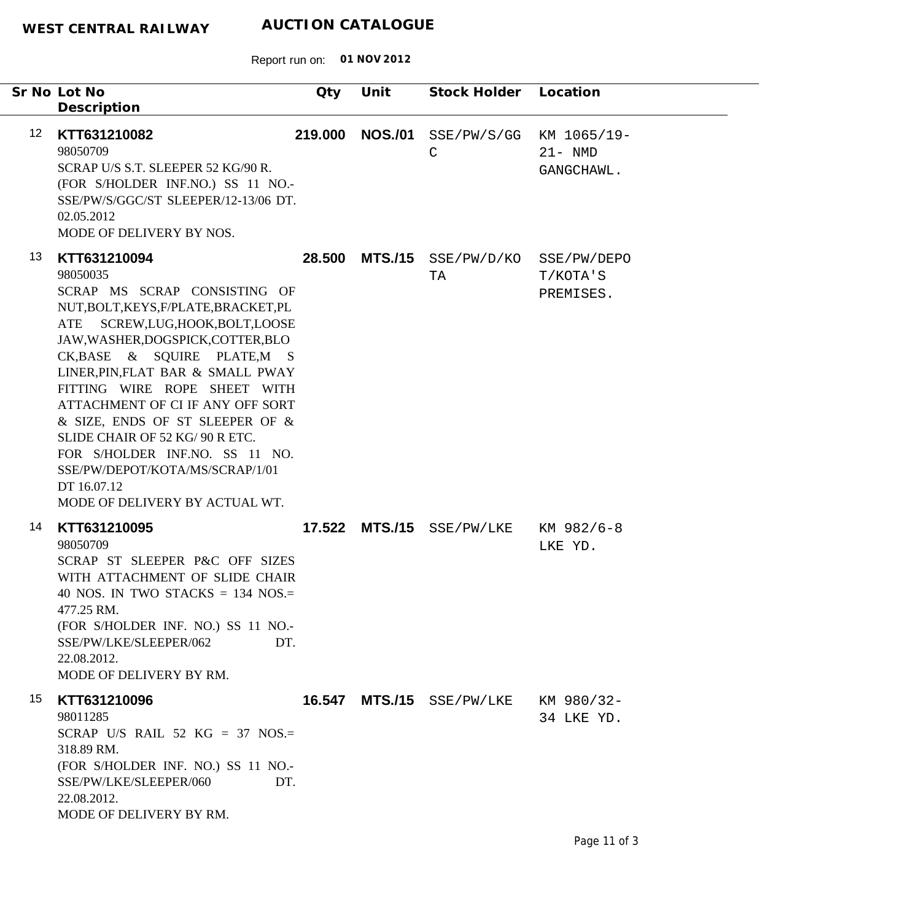**WEST CENTRAL RAILWAY** **AUCTION CATALOGUE**

Report run on: **01 NOV 2012**

| Sr No | Lot No / Description | Qty | Unit | Stock Holder | Location |
|---|---|---|---|---|---|
| 12 | **KTT631210082**<br>98050709<br>SCRAP U/S S.T. SLEEPER 52 KG/90 R.<br>(FOR S/HOLDER INF.NO.) SS 11 NO.-SSE/PW/S/GGC/ST SLEEPER/12-13/06 DT. 02.05.2012<br>MODE OF DELIVERY BY NOS. | **219.000** | **NOS./01** | SSE/PW/S/GGC | KM 1065/19-21- NMD GANGCHAWL. |
| 13 | **KTT631210094**<br>98050035<br>SCRAP MS SCRAP CONSISTING OF NUT,BOLT,KEYS,F/PLATE,BRACKET,PLATE SCREW,LUG,HOOK,BOLT,LOOSE JAW,WASHER,DOGSPICK,COTTER,BLOCK,BASE & SQUIRE PLATE,M S LINER,PIN,FLAT BAR & SMALL PWAY FITTING WIRE ROPE SHEET WITH ATTACHMENT OF CI IF ANY OFF SORT & SIZE, ENDS OF ST SLEEPER OF & SLIDE CHAIR OF 52 KG/ 90 R ETC.<br>FOR S/HOLDER INF.NO. SS 11 NO. SSE/PW/DEPOT/KOTA/MS/SCRAP/1/01 DT 16.07.12<br>MODE OF DELIVERY BY ACTUAL WT. | **28.500** | **MTS./15** | SSE/PW/D/KOTA | SSE/PW/DEPOT/KOTA'S PREMISES. |
| 14 | **KTT631210095**<br>98050709<br>SCRAP ST SLEEPER P&C OFF SIZES WITH ATTACHMENT OF SLIDE CHAIR 40 NOS. IN TWO STACKS = 134 NOS.= 477.25 RM.<br>(FOR S/HOLDER INF. NO.) SS 11 NO.-SSE/PW/LKE/SLEEPER/062 DT. 22.08.2012.<br>MODE OF DELIVERY BY RM. | **17.522** | **MTS./15** | SSE/PW/LKE | KM 982/6-8 LKE YD. |
| 15 | **KTT631210096**<br>98011285<br>SCRAP U/S RAIL 52 KG = 37 NOS.= 318.89 RM.<br>(FOR S/HOLDER INF. NO.) SS 11 NO.-SSE/PW/LKE/SLEEPER/060 DT. 22.08.2012.<br>MODE OF DELIVERY BY RM. | **16.547** | **MTS./15** | SSE/PW/LKE | KM 980/32-34 LKE YD. |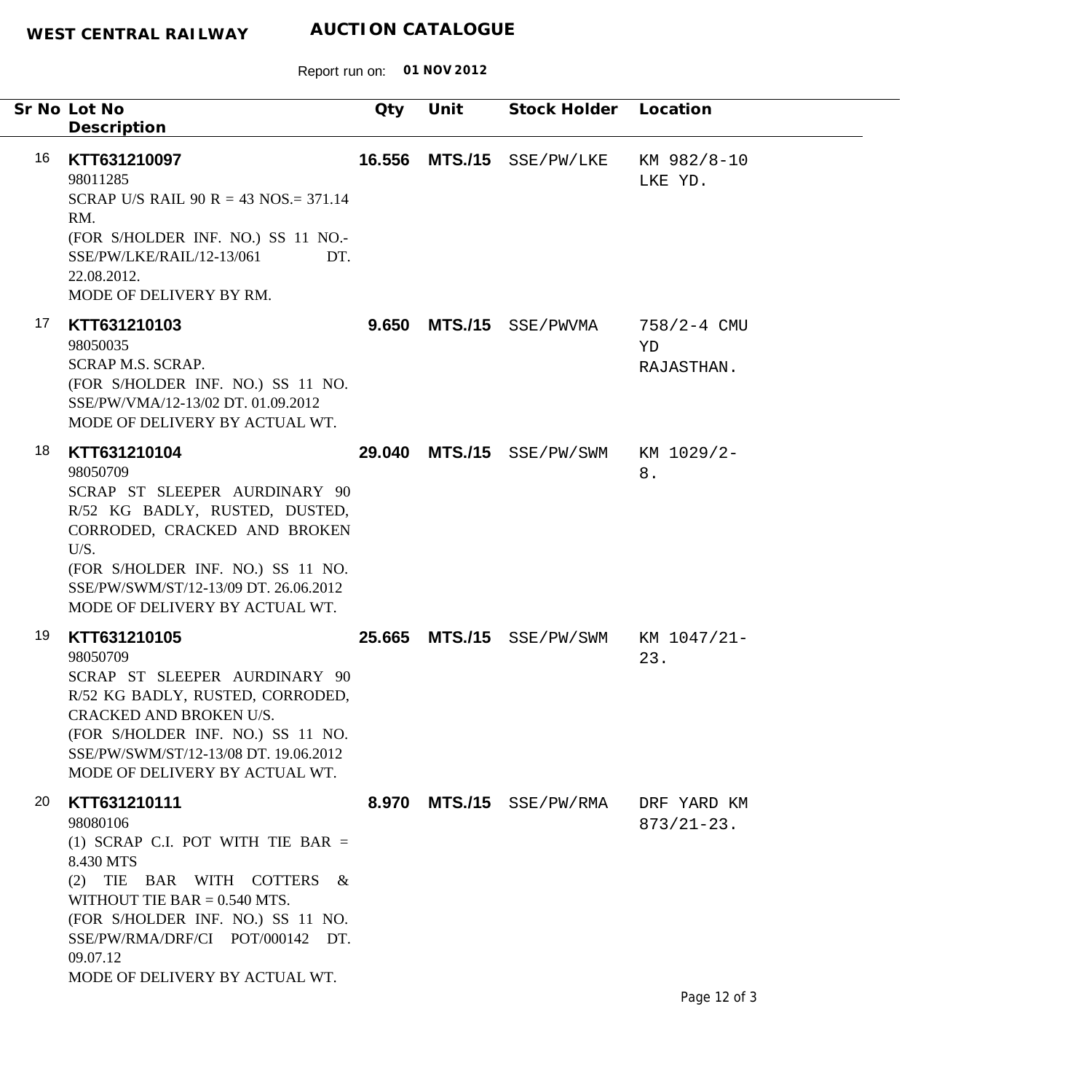**WEST CENTRAL RAILWAY** **AUCTION CATALOGUE**

Report run on: **01 NOV 2012**

| Sr No | Lot No / Description | Qty | Unit | Stock Holder | Location |
|---|---|---|---|---|---|
| 16 | **KTT631210097**<br>98011285<br>SCRAP U/S RAIL 90 R = 43 NOS.= 371.14 RM.<br>(FOR S/HOLDER INF. NO.) SS 11 NO.- SSE/PW/LKE/RAIL/12-13/061 DT. 22.08.2012.<br>MODE OF DELIVERY BY RM. | **16.556** | **MTS./15** | SSE/PW/LKE | KM 982/8-10 LKE YD. |
| 17 | **KTT631210103**<br>98050035<br>SCRAP M.S. SCRAP.<br>(FOR S/HOLDER INF. NO.) SS 11 NO. SSE/PW/VMA/12-13/02 DT. 01.09.2012<br>MODE OF DELIVERY BY ACTUAL WT. | **9.650** | **MTS./15** | SSE/PWVMA | 758/2-4 CMU YD RAJASTHAN. |
| 18 | **KTT631210104**<br>98050709<br>SCRAP ST SLEEPER AURDINARY 90 R/52 KG BADLY, RUSTED, DUSTED, CORRODED, CRACKED AND BROKEN U/S.<br>(FOR S/HOLDER INF. NO.) SS 11 NO. SSE/PW/SWM/ST/12-13/09 DT. 26.06.2012<br>MODE OF DELIVERY BY ACTUAL WT. | **29.040** | **MTS./15** | SSE/PW/SWM | KM 1029/2-8. |
| 19 | **KTT631210105**<br>98050709<br>SCRAP ST SLEEPER AURDINARY 90 R/52 KG BADLY, RUSTED, CORRODED, CRACKED AND BROKEN U/S.<br>(FOR S/HOLDER INF. NO.) SS 11 NO. SSE/PW/SWM/ST/12-13/08 DT. 19.06.2012<br>MODE OF DELIVERY BY ACTUAL WT. | **25.665** | **MTS./15** | SSE/PW/SWM | KM 1047/21-23. |
| 20 | **KTT631210111**<br>98080106<br>(1) SCRAP C.I. POT WITH TIE BAR = 8.430 MTS<br>(2) TIE BAR WITH COTTERS & WITHOUT TIE BAR = 0.540 MTS.<br>(FOR S/HOLDER INF. NO.) SS 11 NO. SSE/PW/RMA/DRF/CI POT/000142 DT. 09.07.12<br>MODE OF DELIVERY BY ACTUAL WT. | **8.970** | **MTS./15** | SSE/PW/RMA | DRF YARD KM 873/21-23. |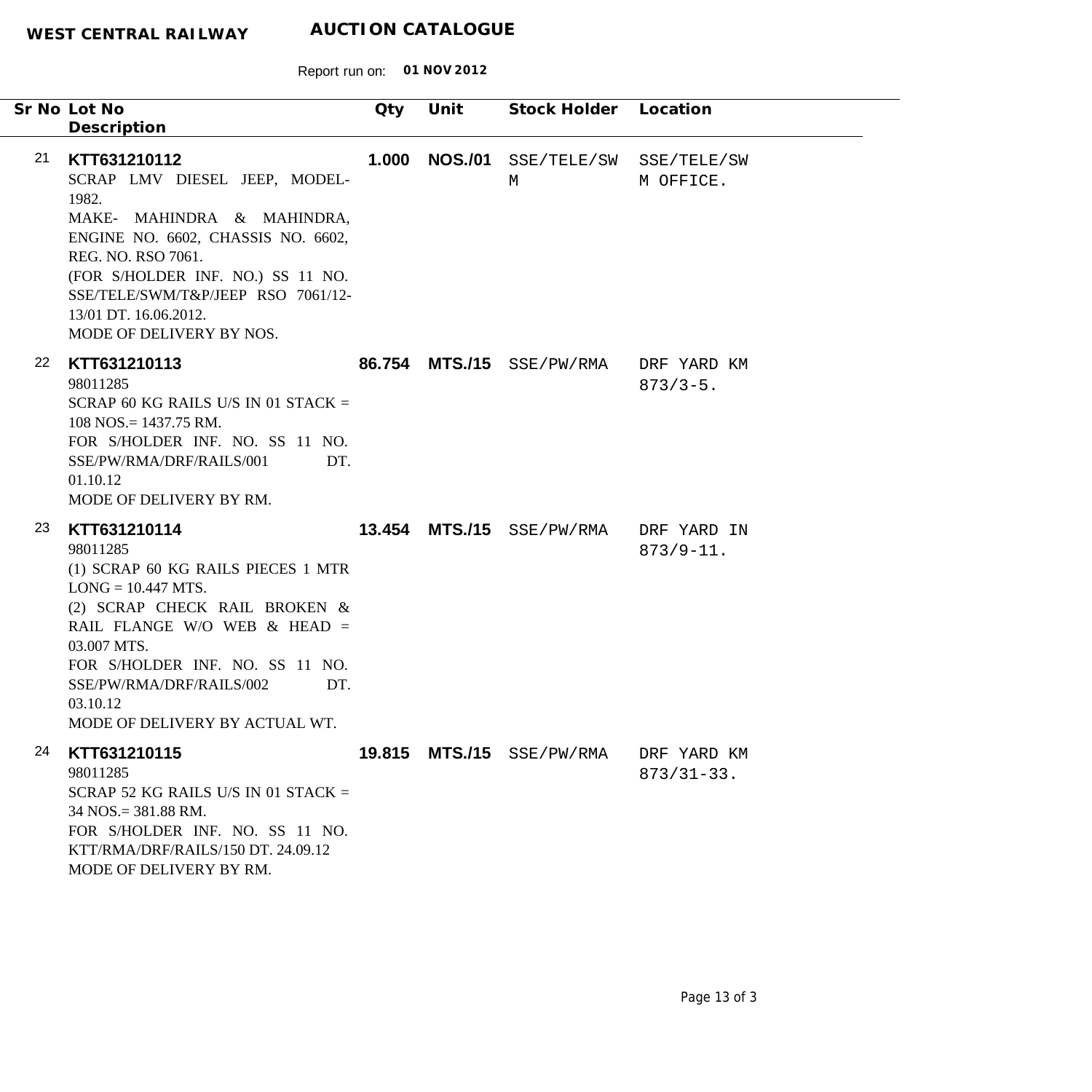**WEST CENTRAL RAILWAY** **AUCTION CATALOGUE**

Report run on: **01 NOV 2012**

| Sr No | Lot No / Description | Qty | Unit | Stock Holder | Location |
|---|---|---|---|---|---|
| 21 | **KTT631210112**<br>SCRAP LMV DIESEL JEEP, MODEL-1982.<br>MAKE- MAHINDRA & MAHINDRA, ENGINE NO. 6602, CHASSIS NO. 6602, REG. NO. RSO 7061.<br>(FOR S/HOLDER INF. NO.) SS 11 NO. SSE/TELE/SWM/T&P/JEEP RSO 7061/12-13/01 DT. 16.06.2012.<br>MODE OF DELIVERY BY NOS. | **1.000** | **NOS./01** | SSE/TELE/SWM | SSE/TELE/SWM OFFICE. |
| 22 | **KTT631210113**<br>98011285<br>SCRAP 60 KG RAILS U/S IN 01 STACK = 108 NOS.= 1437.75 RM.<br>FOR S/HOLDER INF. NO. SS 11 NO. SSE/PW/RMA/DRF/RAILS/001 DT. 01.10.12<br>MODE OF DELIVERY BY RM. | **86.754** | **MTS./15** | SSE/PW/RMA | DRF YARD KM 873/3-5. |
| 23 | **KTT631210114**<br>98011285<br>(1) SCRAP 60 KG RAILS PIECES 1 MTR LONG = 10.447 MTS.<br>(2) SCRAP CHECK RAIL BROKEN & RAIL FLANGE W/O WEB & HEAD = 03.007 MTS.<br>FOR S/HOLDER INF. NO. SS 11 NO. SSE/PW/RMA/DRF/RAILS/002 DT. 03.10.12<br>MODE OF DELIVERY BY ACTUAL WT. | **13.454** | **MTS./15** | SSE/PW/RMA | DRF YARD IN 873/9-11. |
| 24 | **KTT631210115**<br>98011285<br>SCRAP 52 KG RAILS U/S IN 01 STACK = 34 NOS.= 381.88 RM.<br>FOR S/HOLDER INF. NO. SS 11 NO. KTT/RMA/DRF/RAILS/150 DT. 24.09.12<br>MODE OF DELIVERY BY RM. | **19.815** | **MTS./15** | SSE/PW/RMA | DRF YARD KM 873/31-33. |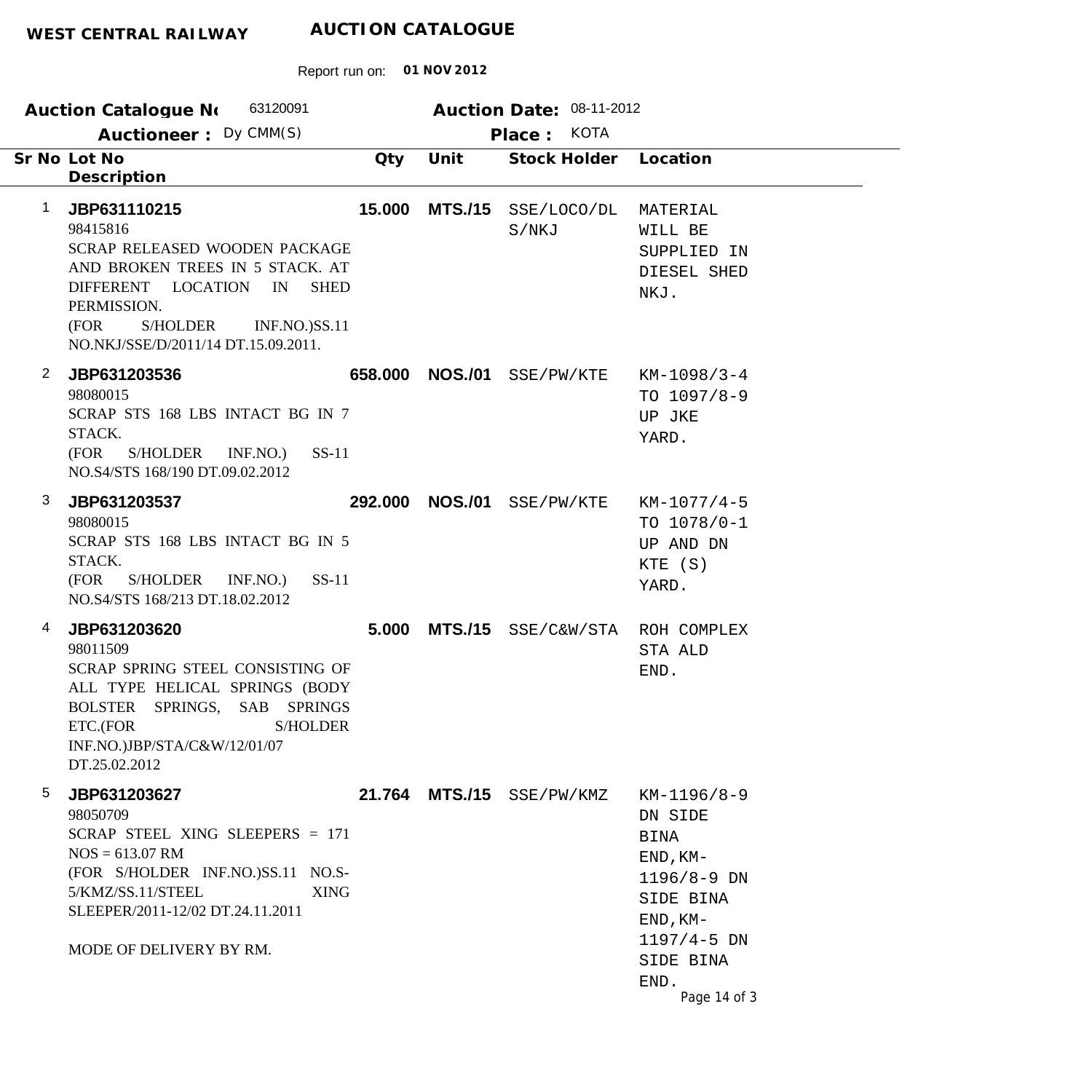**WEST CENTRAL RAILWAY** **AUCTION CATALOGUE**

Report run on: **01 NOV 2012**

**Auction Catalogue No** 63120091 **Auction Date:** 08-11-2012

**Auctioneer :** Dy CMM(S) **Place :** KOTA

| Sr No | Lot No / Description | Qty | Unit | Stock Holder | Location |
|---|---|---|---|---|---|
| 1 | **JBP631110215**<br>98415816<br>SCRAP RELEASED WOODEN PACKAGE AND BROKEN TREES IN 5 STACK. AT DIFFERENT LOCATION IN SHED PERMISSION.<br>(FOR S/HOLDER INF.NO.)SS.11 NO.NKJ/SSE/D/2011/14 DT.15.09.2011. | **15.000** | **MTS./15** | SSE/LOCO/DLS/NKJ | MATERIAL WILL BE SUPPLIED IN DIESEL SHED NKJ. |
| 2 | **JBP631203536**<br>98080015<br>SCRAP STS 168 LBS INTACT BG IN 7 STACK.<br>(FOR S/HOLDER INF.NO.) SS-11 NO.S4/STS 168/190 DT.09.02.2012 | **658.000** | **NOS./01** | SSE/PW/KTE | KM-1098/3-4 TO 1097/8-9 UP JKE YARD. |
| 3 | **JBP631203537**<br>98080015<br>SCRAP STS 168 LBS INTACT BG IN 5 STACK.<br>(FOR S/HOLDER INF.NO.) SS-11 NO.S4/STS 168/213 DT.18.02.2012 | **292.000** | **NOS./01** | SSE/PW/KTE | KM-1077/4-5 TO 1078/0-1 UP AND DN KTE (S) YARD. |
| 4 | **JBP631203620**<br>98011509<br>SCRAP SPRING STEEL CONSISTING OF ALL TYPE HELICAL SPRINGS (BODY BOLSTER SPRINGS, SAB SPRINGS ETC.(FOR S/HOLDER INF.NO.)JBP/STA/C&W/12/01/07 DT.25.02.2012 | **5.000** | **MTS./15** | SSE/C&W/STA | ROH COMPLEX STA ALD END. |
| 5 | **JBP631203627**<br>98050709<br>SCRAP STEEL XING SLEEPERS = 171 NOS = 613.07 RM<br>(FOR S/HOLDER INF.NO.)SS.11 NO.S-5/KMZ/SS.11/STEEL XING SLEEPER/2011-12/02 DT.24.11.2011<br><br>MODE OF DELIVERY BY RM. | **21.764** | **MTS./15** | SSE/PW/KMZ | KM-1196/8-9 DN SIDE BINA END,KM-1196/8-9 DN SIDE BINA END,KM-1197/4-5 DN SIDE BINA END. |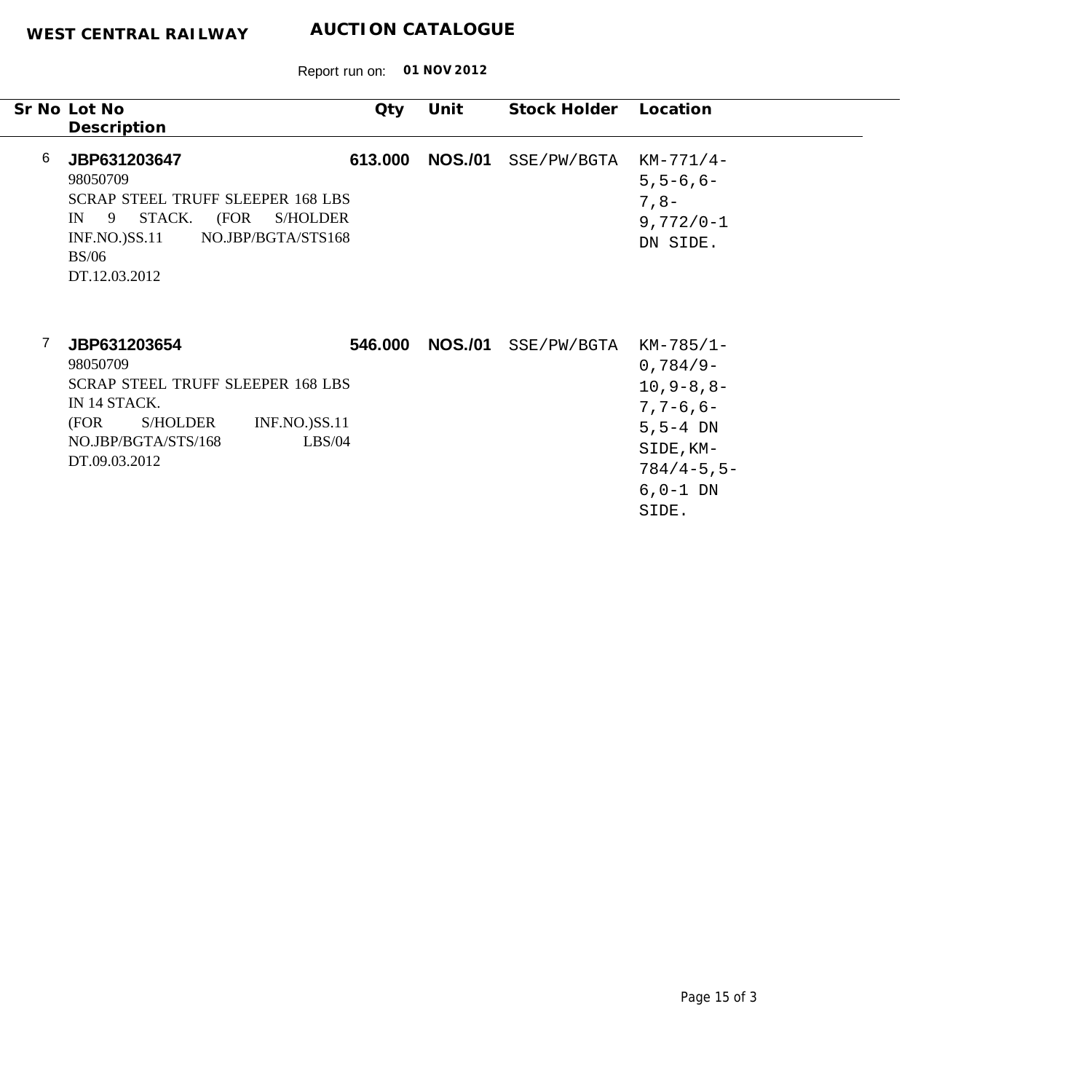**WEST CENTRAL RAILWAY** **AUCTION CATALOGUE**

Report run on: **01 NOV 2012**

| Sr No | Lot No / Description | Qty | Unit | Stock Holder | Location |
|---|---|---|---|---|---|
| 6 | **JBP631203647**<br>98050709<br>SCRAP STEEL TRUFF SLEEPER 168 LBS IN 9 STACK. (FOR S/HOLDER INF.NO.)SS.11 NO.JBP/BGTA/STS168 BS/06 DT.12.03.2012 | **613.000** | **NOS./01** | SSE/PW/BGTA | KM-771/4-5,5-6,6-7,8-9,772/0-1 DN SIDE. |
| 7 | **JBP631203654**<br>98050709<br>SCRAP STEEL TRUFF SLEEPER 168 LBS IN 14 STACK.<br>(FOR S/HOLDER INF.NO.)SS.11 NO.JBP/BGTA/STS/168 LBS/04 DT.09.03.2012 | **546.000** | **NOS./01** | SSE/PW/BGTA | KM-785/1-0,784/9-10,9-8,8-7,7-6,6-5,5-4 DN SIDE,KM-784/4-5,5-6,0-1 DN SIDE. |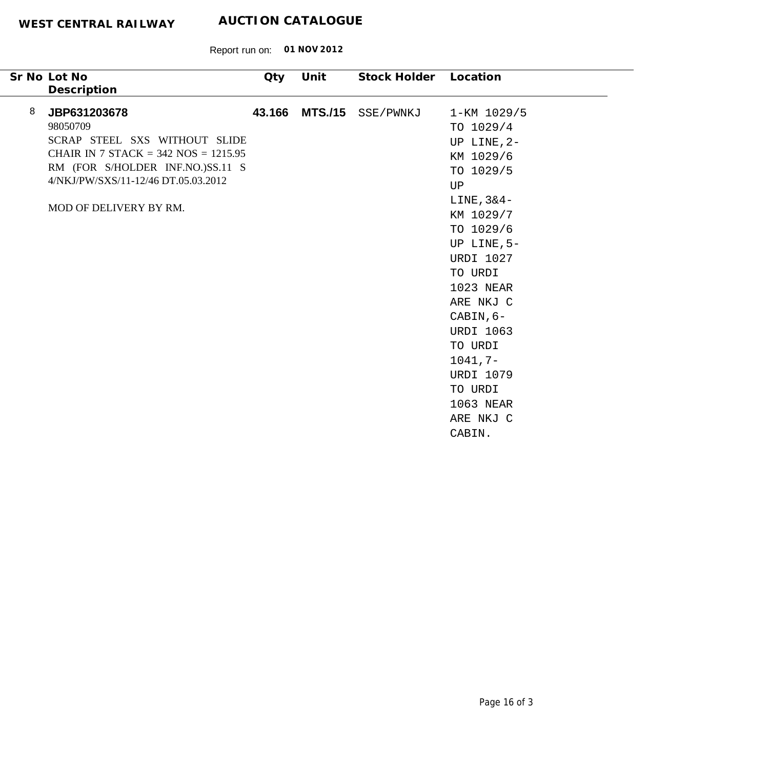**WEST CENTRAL RAILWAY** **AUCTION CATALOGUE**

Report run on: **01 NOV 2012**

| Sr No | Lot No / Description | Qty | Unit | Stock Holder | Location |
|---|---|---|---|---|---|
| 8 | **JBP631203678**<br>98050709<br>SCRAP STEEL SXS WITHOUT SLIDE CHAIR IN 7 STACK = 342 NOS = 1215.95 RM (FOR S/HOLDER INF.NO.)SS.11 S 4/NKJ/PW/SXS/11-12/46 DT.05.03.2012<br><br>MOD OF DELIVERY BY RM. | **43.166** | **MTS./15** | SSE/PWNKJ | 1-KM 1029/5 TO 1029/4 UP LINE,2-KM 1029/6 TO 1029/5 UP LINE,3&4-KM 1029/7 TO 1029/6 UP LINE,5-URDI 1027 TO URDI 1023 NEAR ARE NKJ C CABIN,6-URDI 1063 TO URDI 1041,7-URDI 1079 TO URDI 1063 NEAR ARE NKJ C CABIN. |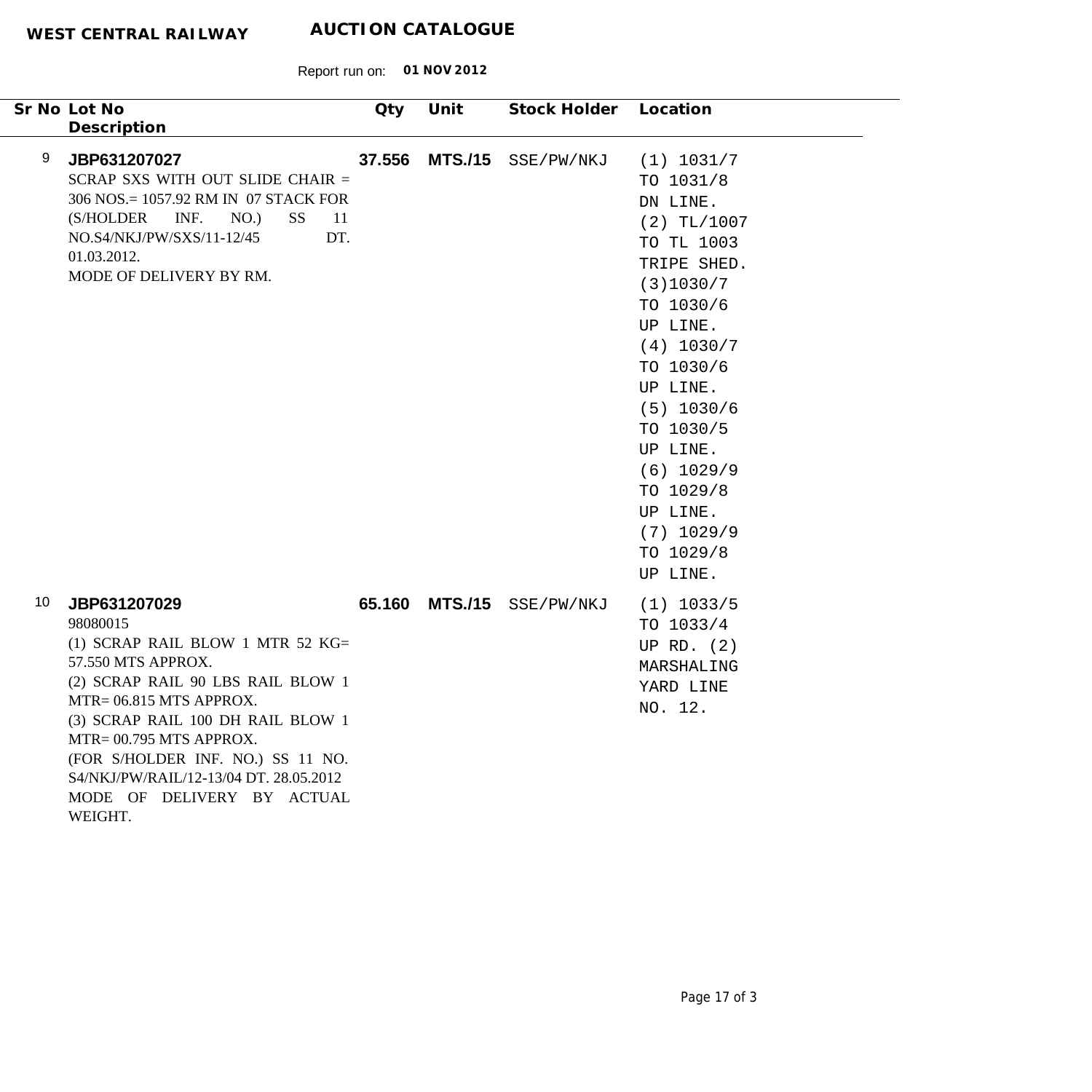**WEST CENTRAL RAILWAY** **AUCTION CATALOGUE**

Report run on: **01 NOV 2012**

| Sr No | Lot No / Description | Qty | Unit | Stock Holder | Location |
|---|---|---|---|---|---|
| 9 | **JBP631207027**<br>SCRAP SXS WITH OUT SLIDE CHAIR = 306 NOS.= 1057.92 RM IN 07 STACK FOR (S/HOLDER INF. NO.) SS 11 NO.S4/NKJ/PW/SXS/11-12/45 DT. 01.03.2012.<br>MODE OF DELIVERY BY RM. | **37.556** | **MTS./15** | SSE/PW/NKJ | (1) 1031/7 TO 1031/8 DN LINE.<br>(2) TL/1007 TO TL 1003 TRIPE SHED.<br>(3)1030/7 TO 1030/6 UP LINE.<br>(4) 1030/7 TO 1030/6 UP LINE.<br>(5) 1030/6 TO 1030/5 UP LINE.<br>(6) 1029/9 TO 1029/8 UP LINE.<br>(7) 1029/9 TO 1029/8 UP LINE. |
| 10 | **JBP631207029**<br>98080015<br>(1) SCRAP RAIL BLOW 1 MTR 52 KG= 57.550 MTS APPROX.<br>(2) SCRAP RAIL 90 LBS RAIL BLOW 1 MTR= 06.815 MTS APPROX.<br>(3) SCRAP RAIL 100 DH RAIL BLOW 1 MTR= 00.795 MTS APPROX.<br>(FOR S/HOLDER INF. NO.) SS 11 NO. S4/NKJ/PW/RAIL/12-13/04 DT. 28.05.2012<br>MODE OF DELIVERY BY ACTUAL WEIGHT. | **65.160** | **MTS./15** | SSE/PW/NKJ | (1) 1033/5 TO 1033/4 UP RD. (2) MARSHALING YARD LINE NO. 12. |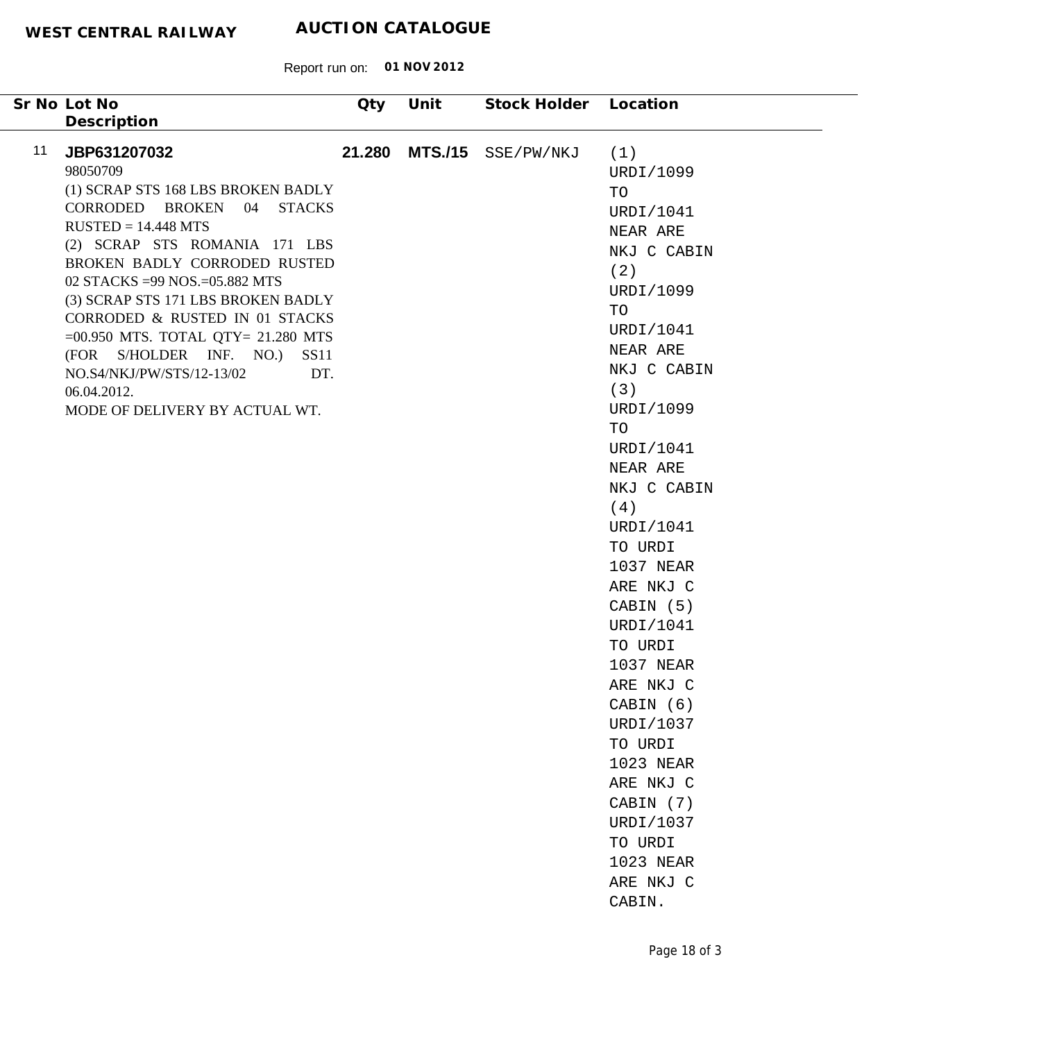**WEST CENTRAL RAILWAY** **AUCTION CATALOGUE**

Report run on: **01 NOV 2012**

| Sr No | Lot No / Description | Qty | Unit | Stock Holder | Location |
|---|---|---|---|---|---|
| 11 | **JBP631207032**<br>98050709<br>(1) SCRAP STS 168 LBS BROKEN BADLY CORRODED BROKEN 04 STACKS RUSTED = 14.448 MTS<br>(2) SCRAP STS ROMANIA 171 LBS BROKEN BADLY CORRODED RUSTED 02 STACKS =99 NOS.=05.882 MTS<br>(3) SCRAP STS 171 LBS BROKEN BADLY CORRODED & RUSTED IN 01 STACKS =00.950 MTS. TOTAL QTY= 21.280 MTS (FOR S/HOLDER INF. NO.) SS11 NO.S4/NKJ/PW/STS/12-13/02 DT. 06.04.2012.<br>MODE OF DELIVERY BY ACTUAL WT. | **21.280** | **MTS./15** | SSE/PW/NKJ | (1) URDI/1099 TO URDI/1041 NEAR ARE NKJ C CABIN (2) URDI/1099 TO URDI/1041 NEAR ARE NKJ C CABIN (3) URDI/1099 TO URDI/1041 NEAR ARE NKJ C CABIN (4) URDI/1041 TO URDI 1037 NEAR ARE NKJ C CABIN (5) URDI/1041 TO URDI 1037 NEAR ARE NKJ C CABIN (6) URDI/1037 TO URDI 1023 NEAR ARE NKJ C CABIN (7) URDI/1037 TO URDI 1023 NEAR ARE NKJ C CABIN. |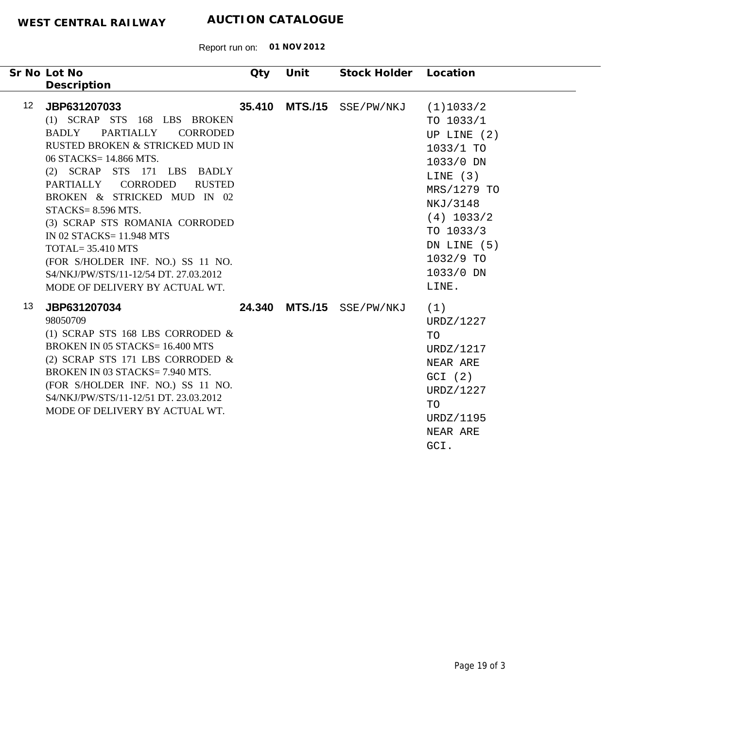**WEST CENTRAL RAILWAY** **AUCTION CATALOGUE**

Report run on: **01 NOV 2012**

| Sr No | Lot No / Description | Qty | Unit | Stock Holder | Location |
|---|---|---|---|---|---|
| 12 | **JBP631207033**<br>(1) SCRAP STS 168 LBS BROKEN BADLY PARTIALLY CORRODED RUSTED BROKEN & STRICKED MUD IN 06 STACKS= 14.866 MTS.<br>(2) SCRAP STS 171 LBS BADLY PARTIALLY CORRODED RUSTED BROKEN & STRICKED MUD IN 02 STACKS= 8.596 MTS.<br>(3) SCRAP STS ROMANIA CORRODED IN 02 STACKS= 11.948 MTS<br>TOTAL= 35.410 MTS<br>(FOR S/HOLDER INF. NO.) SS 11 NO. S4/NKJ/PW/STS/11-12/54 DT. 27.03.2012<br>MODE OF DELIVERY BY ACTUAL WT. | **35.410** | **MTS./15** | SSE/PW/NKJ | (1)1033/2 TO 1033/1 UP LINE (2) 1033/1 TO 1033/0 DN LINE (3) MRS/1279 TO NKJ/3148 (4) 1033/2 TO 1033/3 DN LINE (5) 1032/9 TO 1033/0 DN LINE. |
| 13 | **JBP631207034**<br>98050709<br>(1) SCRAP STS 168 LBS CORRODED & BROKEN IN 05 STACKS= 16.400 MTS<br>(2) SCRAP STS 171 LBS CORRODED & BROKEN IN 03 STACKS= 7.940 MTS.<br>(FOR S/HOLDER INF. NO.) SS 11 NO. S4/NKJ/PW/STS/11-12/51 DT. 23.03.2012<br>MODE OF DELIVERY BY ACTUAL WT. | **24.340** | **MTS./15** | SSE/PW/NKJ | (1) URDZ/1227 TO URDZ/1217 NEAR ARE GCI (2) URDZ/1227 TO URDZ/1195 NEAR ARE GCI. |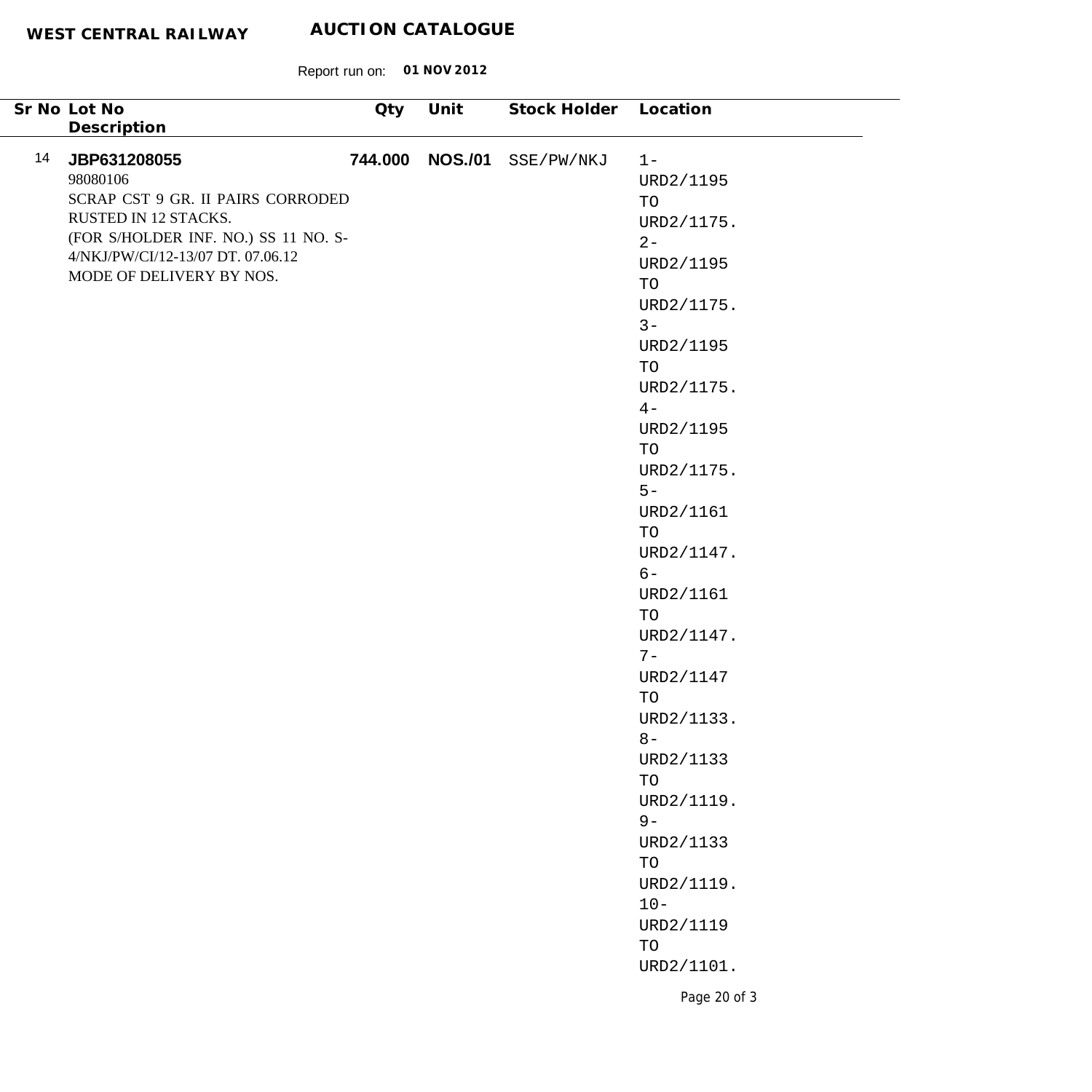**WEST CENTRAL RAILWAY** **AUCTION CATALOGUE**

Report run on: **01 NOV 2012**

| Sr No | Lot No / Description | Qty | Unit | Stock Holder | Location |
|---|---|---|---|---|---|
| 14 | **JBP631208055**<br>98080106<br>SCRAP CST 9 GR. II PAIRS CORRODED RUSTED IN 12 STACKS.<br>(FOR S/HOLDER INF. NO.) SS 11 NO. S-4/NKJ/PW/CI/12-13/07 DT. 07.06.12<br>MODE OF DELIVERY BY NOS. | **744.000** | **NOS./01** | SSE/PW/NKJ | 1-URD2/1195 TO URD2/1175. 2-URD2/1195 TO URD2/1175. 3-URD2/1195 TO URD2/1175. 4-URD2/1195 TO URD2/1175. 5-URD2/1161 TO URD2/1147. 6-URD2/1161 TO URD2/1147. 7-URD2/1147 TO URD2/1133. 8-URD2/1133 TO URD2/1119. 9-URD2/1133 TO URD2/1119. 10-URD2/1119 TO URD2/1101. |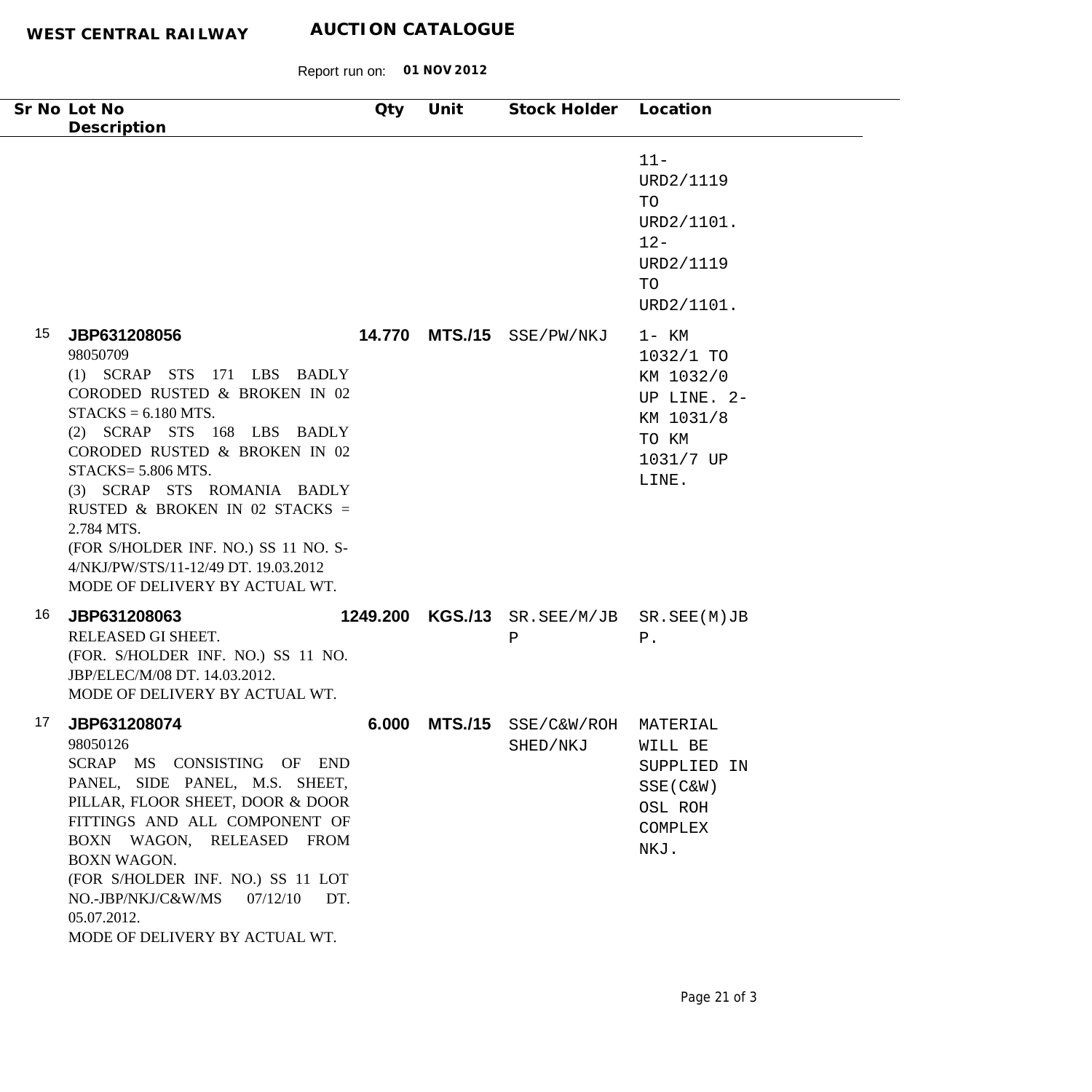**WEST CENTRAL RAILWAY** **AUCTION CATALOGUE**

Report run on: **01 NOV 2012**

| Sr No | Lot No<br>Description | Qty | Unit | Stock Holder | Location |
|---|---|---|---|---|---|
| | | | | | 11- URD2/1119 TO URD2/1101. 12- URD2/1119 TO URD2/1101. |
| 15 | **JBP631208056**<br>98050709<br>(1) SCRAP STS 171 LBS BADLY CORODED RUSTED & BROKEN IN 02 STACKS = 6.180 MTS.<br>(2) SCRAP STS 168 LBS BADLY CORODED RUSTED & BROKEN IN 02 STACKS= 5.806 MTS.<br>(3) SCRAP STS ROMANIA BADLY RUSTED & BROKEN IN 02 STACKS = 2.784 MTS.<br>(FOR S/HOLDER INF. NO.) SS 11 NO. S-4/NKJ/PW/STS/11-12/49 DT. 19.03.2012<br>MODE OF DELIVERY BY ACTUAL WT. | **14.770** | **MTS./15** | SSE/PW/NKJ | 1- KM 1032/1 TO KM 1032/0 UP LINE. 2- KM 1031/8 TO KM 1031/7 UP LINE. |
| 16 | **JBP631208063**<br>RELEASED GI SHEET.<br>(FOR. S/HOLDER INF. NO.) SS 11 NO. JBP/ELEC/M/08 DT. 14.03.2012.<br>MODE OF DELIVERY BY ACTUAL WT. | **1249.200** | **KGS./13** | SR.SEE/M/JBP | SR.SEE(M)JBP. |
| 17 | **JBP631208074**<br>98050126<br>SCRAP MS CONSISTING OF END PANEL, SIDE PANEL, M.S. SHEET, PILLAR, FLOOR SHEET, DOOR & DOOR FITTINGS AND ALL COMPONENT OF BOXN WAGON, RELEASED FROM BOXN WAGON.<br>(FOR S/HOLDER INF. NO.) SS 11 LOT NO.-JBP/NKJ/C&W/MS 07/12/10 DT. 05.07.2012.<br>MODE OF DELIVERY BY ACTUAL WT. | **6.000** | **MTS./15** | SSE/C&W/ROH SHED/NKJ | MATERIAL WILL BE SUPPLIED IN SSE(C&W) OSL ROH COMPLEX NKJ. |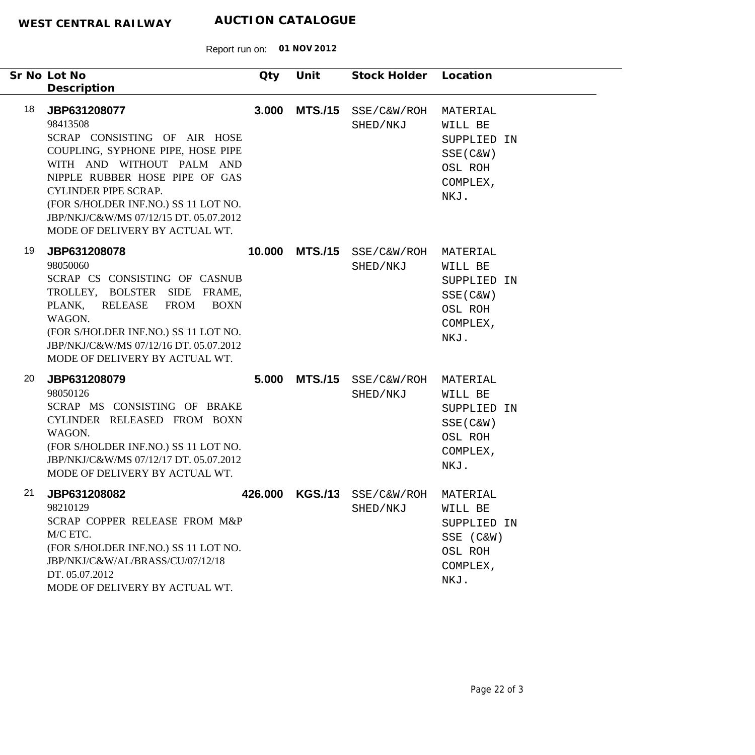**WEST CENTRAL RAILWAY** **AUCTION CATALOGUE**

Report run on: **01 NOV 2012**

| Sr No | Lot No / Description | Qty | Unit | Stock Holder | Location |
|---|---|---|---|---|---|
| 18 | **JBP631208077**<br>98413508<br>SCRAP CONSISTING OF AIR HOSE COUPLING, SYPHONE PIPE, HOSE PIPE WITH AND WITHOUT PALM AND NIPPLE RUBBER HOSE PIPE OF GAS CYLINDER PIPE SCRAP.<br>(FOR S/HOLDER INF.NO.) SS 11 LOT NO. JBP/NKJ/C&W/MS 07/12/15 DT. 05.07.2012<br>MODE OF DELIVERY BY ACTUAL WT. | **3.000** | **MTS./15** | SSE/C&W/ROH SHED/NKJ | MATERIAL WILL BE SUPPLIED IN SSE(C&W) OSL ROH COMPLEX, NKJ. |
| 19 | **JBP631208078**<br>98050060<br>SCRAP CS CONSISTING OF CASNUB TROLLEY, BOLSTER SIDE FRAME, PLANK, RELEASE FROM BOXN WAGON.<br>(FOR S/HOLDER INF.NO.) SS 11 LOT NO. JBP/NKJ/C&W/MS 07/12/16 DT. 05.07.2012<br>MODE OF DELIVERY BY ACTUAL WT. | **10.000** | **MTS./15** | SSE/C&W/ROH SHED/NKJ | MATERIAL WILL BE SUPPLIED IN SSE(C&W) OSL ROH COMPLEX, NKJ. |
| 20 | **JBP631208079**<br>98050126<br>SCRAP MS CONSISTING OF BRAKE CYLINDER RELEASED FROM BOXN WAGON.<br>(FOR S/HOLDER INF.NO.) SS 11 LOT NO. JBP/NKJ/C&W/MS 07/12/17 DT. 05.07.2012<br>MODE OF DELIVERY BY ACTUAL WT. | **5.000** | **MTS./15** | SSE/C&W/ROH SHED/NKJ | MATERIAL WILL BE SUPPLIED IN SSE(C&W) OSL ROH COMPLEX, NKJ. |
| 21 | **JBP631208082**<br>98210129<br>SCRAP COPPER RELEASE FROM M&P M/C ETC.<br>(FOR S/HOLDER INF.NO.) SS 11 LOT NO. JBP/NKJ/C&W/AL/BRASS/CU/07/12/18 DT. 05.07.2012<br>MODE OF DELIVERY BY ACTUAL WT. | **426.000** | **KGS./13** | SSE/C&W/ROH SHED/NKJ | MATERIAL WILL BE SUPPLIED IN SSE (C&W) OSL ROH COMPLEX, NKJ. |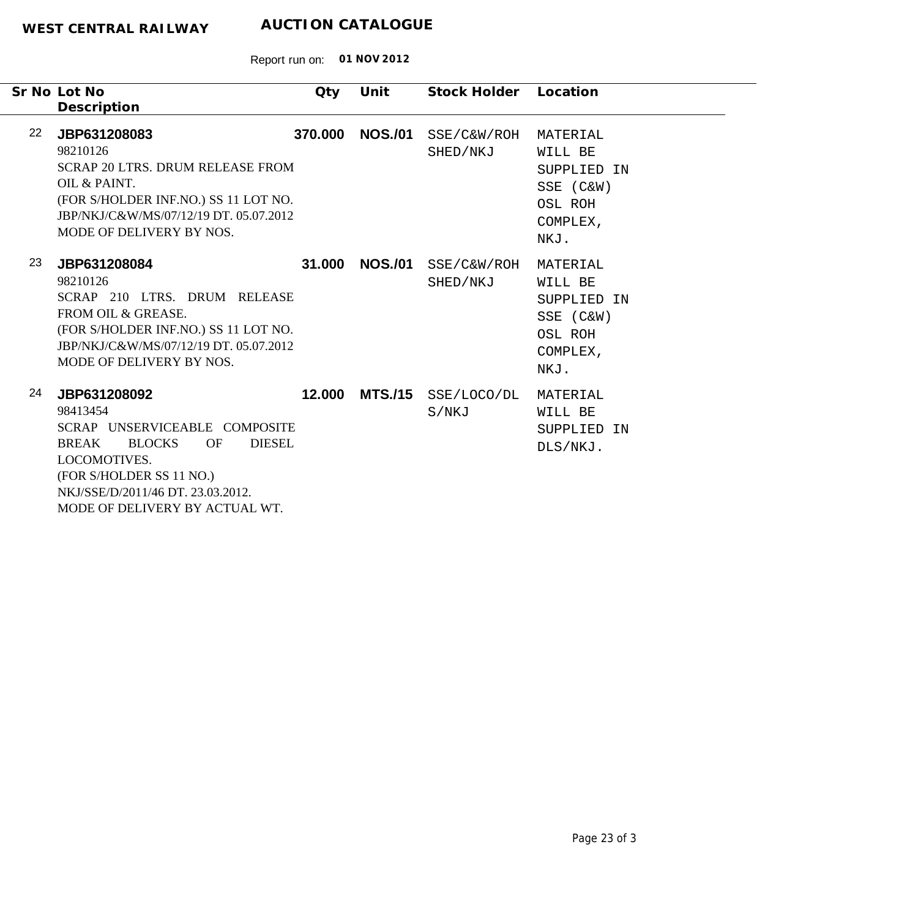**WEST CENTRAL RAILWAY** **AUCTION CATALOGUE**

Report run on: **01 NOV 2012**

| Sr No | Lot No / Description | Qty | Unit | Stock Holder | Location |
|---|---|---|---|---|---|
| 22 | **JBP631208083**<br>98210126<br>SCRAP 20 LTRS. DRUM RELEASE FROM OIL & PAINT.<br>(FOR S/HOLDER INF.NO.) SS 11 LOT NO. JBP/NKJ/C&W/MS/07/12/19 DT. 05.07.2012<br>MODE OF DELIVERY BY NOS. | **370.000** | **NOS./01** | SSE/C&W/ROH SHED/NKJ | MATERIAL WILL BE SUPPLIED IN SSE (C&W) OSL ROH COMPLEX, NKJ. |
| 23 | **JBP631208084**<br>98210126<br>SCRAP 210 LTRS. DRUM RELEASE FROM OIL & GREASE.<br>(FOR S/HOLDER INF.NO.) SS 11 LOT NO. JBP/NKJ/C&W/MS/07/12/19 DT. 05.07.2012<br>MODE OF DELIVERY BY NOS. | **31.000** | **NOS./01** | SSE/C&W/ROH SHED/NKJ | MATERIAL WILL BE SUPPLIED IN SSE (C&W) OSL ROH COMPLEX, NKJ. |
| 24 | **JBP631208092**<br>98413454<br>SCRAP UNSERVICEABLE COMPOSITE BREAK BLOCKS OF DIESEL LOCOMOTIVES.<br>(FOR S/HOLDER SS 11 NO.) NKJ/SSE/D/2011/46 DT. 23.03.2012.<br>MODE OF DELIVERY BY ACTUAL WT. | **12.000** | **MTS./15** | SSE/LOCO/DLS/NKJ | MATERIAL WILL BE SUPPLIED IN DLS/NKJ. |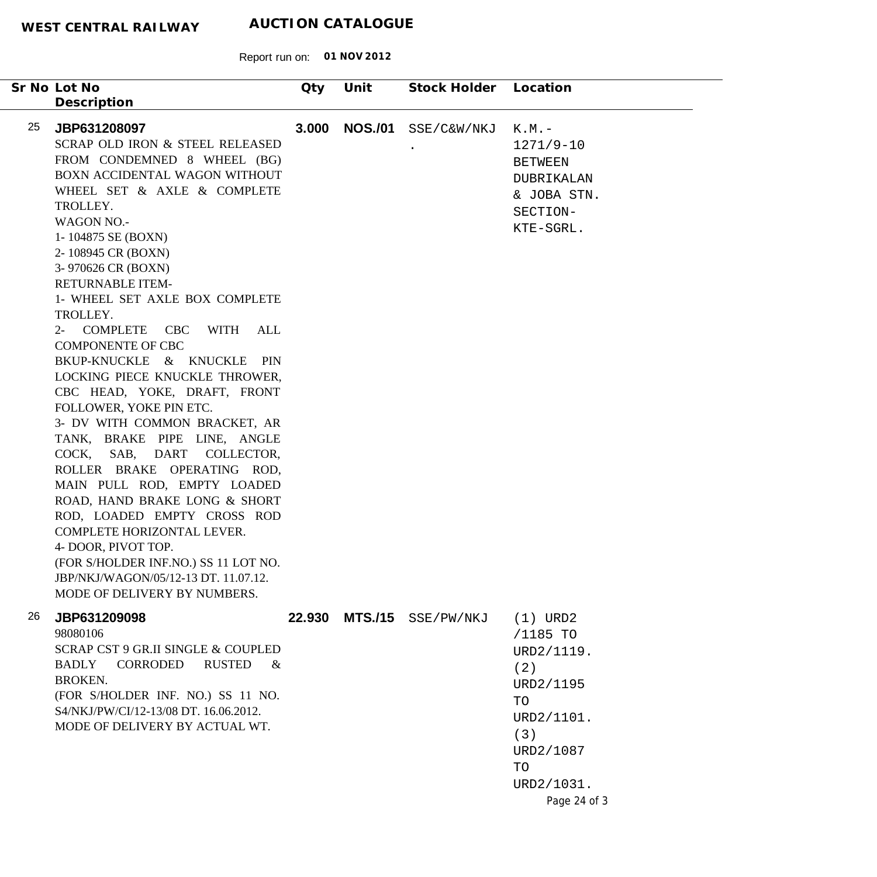**WEST CENTRAL RAILWAY** **AUCTION CATALOGUE**

Report run on: **01 NOV 2012**

| Sr No | Lot No / Description | Qty | Unit | Stock Holder | Location |
|---|---|---|---|---|---|
| 25 | **JBP631208097**<br>SCRAP OLD IRON & STEEL RELEASED FROM CONDEMNED 8 WHEEL (BG) BOXN ACCIDENTAL WAGON WITHOUT WHEEL SET & AXLE & COMPLETE TROLLEY.<br>WAGON NO.-<br>1- 104875 SE (BOXN)<br>2- 108945 CR (BOXN)<br>3- 970626 CR (BOXN)<br>RETURNABLE ITEM-<br>1- WHEEL SET AXLE BOX COMPLETE TROLLEY.<br>2- COMPLETE CBC WITH ALL COMPONENTE OF CBC<br>BKUP-KNUCKLE & KNUCKLE PIN LOCKING PIECE KNUCKLE THROWER, CBC HEAD, YOKE, DRAFT, FRONT FOLLOWER, YOKE PIN ETC.<br>3- DV WITH COMMON BRACKET, AR TANK, BRAKE PIPE LINE, ANGLE COCK, SAB, DART COLLECTOR, ROLLER BRAKE OPERATING ROD, MAIN PULL ROD, EMPTY LOADED ROAD, HAND BRAKE LONG & SHORT ROD, LOADED EMPTY CROSS ROD COMPLETE HORIZONTAL LEVER.<br>4- DOOR, PIVOT TOP.<br>(FOR S/HOLDER INF.NO.) SS 11 LOT NO. JBP/NKJ/WAGON/05/12-13 DT. 11.07.12.<br>MODE OF DELIVERY BY NUMBERS. | **3.000** | **NOS./01** | SSE/C&W/NKJ. | K.M.-1271/9-10 BETWEEN DUBRIKALAN & JOBA STN. SECTION-KTE-SGRL. |
| 26 | **JBP631209098**<br>98080106<br>SCRAP CST 9 GR.II SINGLE & COUPLED BADLY CORRODED RUSTED & BROKEN.<br>(FOR S/HOLDER INF. NO.) SS 11 NO. S4/NKJ/PW/CI/12-13/08 DT. 16.06.2012.<br>MODE OF DELIVERY BY ACTUAL WT. | **22.930** | **MTS./15** | SSE/PW/NKJ | (1) URD2 /1185 TO URD2/1119. (2) URD2/1195 TO URD2/1101. (3) URD2/1087 TO URD2/1031. |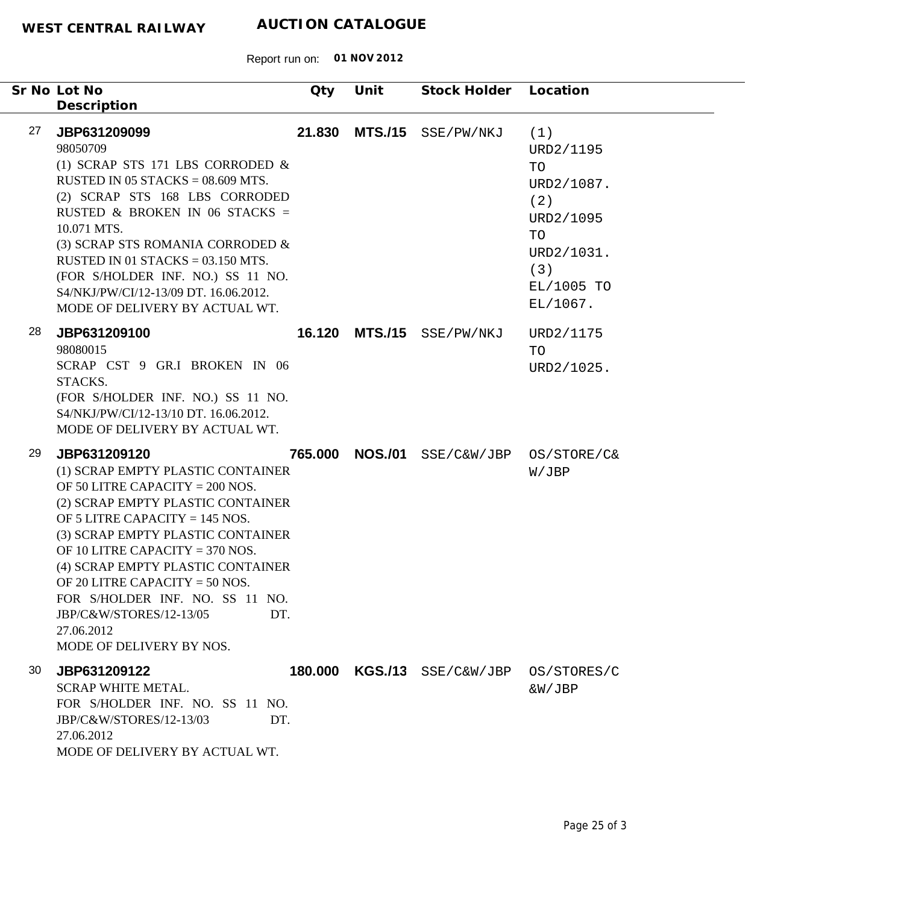**WEST CENTRAL RAILWAY** **AUCTION CATALOGUE**

Report run on: **01 NOV 2012**

| Sr No | Lot No / Description | Qty | Unit | Stock Holder | Location |
|---|---|---|---|---|---|
| 27 | **JBP631209099**<br>98050709<br>(1) SCRAP STS 171 LBS CORRODED & RUSTED IN 05 STACKS = 08.609 MTS.<br>(2) SCRAP STS 168 LBS CORRODED RUSTED & BROKEN IN 06 STACKS = 10.071 MTS.<br>(3) SCRAP STS ROMANIA CORRODED & RUSTED IN 01 STACKS = 03.150 MTS.<br>(FOR S/HOLDER INF. NO.) SS 11 NO. S4/NKJ/PW/CI/12-13/09 DT. 16.06.2012.<br>MODE OF DELIVERY BY ACTUAL WT. | **21.830** | **MTS./15** | SSE/PW/NKJ | (1) URD2/1195 TO URD2/1087. (2) URD2/1095 TO URD2/1031. (3) EL/1005 TO EL/1067. |
| 28 | **JBP631209100**<br>98080015<br>SCRAP CST 9 GR.I BROKEN IN 06 STACKS.<br>(FOR S/HOLDER INF. NO.) SS 11 NO. S4/NKJ/PW/CI/12-13/10 DT. 16.06.2012.<br>MODE OF DELIVERY BY ACTUAL WT. | **16.120** | **MTS./15** | SSE/PW/NKJ | URD2/1175 TO URD2/1025. |
| 29 | **JBP631209120**<br>(1) SCRAP EMPTY PLASTIC CONTAINER OF 50 LITRE CAPACITY = 200 NOS.<br>(2) SCRAP EMPTY PLASTIC CONTAINER OF 5 LITRE CAPACITY = 145 NOS.<br>(3) SCRAP EMPTY PLASTIC CONTAINER OF 10 LITRE CAPACITY = 370 NOS.<br>(4) SCRAP EMPTY PLASTIC CONTAINER OF 20 LITRE CAPACITY = 50 NOS.<br>FOR S/HOLDER INF. NO. SS 11 NO. JBP/C&W/STORES/12-13/05 DT. 27.06.2012<br>MODE OF DELIVERY BY NOS. | **765.000** | **NOS./01** | SSE/C&W/JBP | OS/STORE/C&W/JBP |
| 30 | **JBP631209122**<br>SCRAP WHITE METAL.<br>FOR S/HOLDER INF. NO. SS 11 NO. JBP/C&W/STORES/12-13/03 DT. 27.06.2012<br>MODE OF DELIVERY BY ACTUAL WT. | **180.000** | **KGS./13** | SSE/C&W/JBP | OS/STORES/C&W/JBP |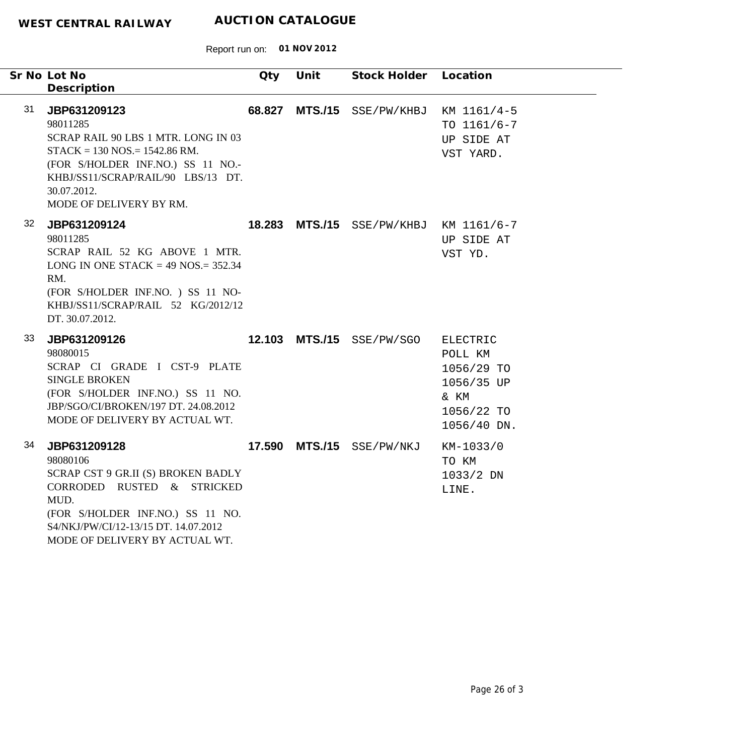**WEST CENTRAL RAILWAY** **AUCTION CATALOGUE**

Report run on: **01 NOV 2012**

| Sr No | Lot No / Description | Qty | Unit | Stock Holder | Location |
|---|---|---|---|---|---|
| 31 | **JBP631209123**<br>98011285<br>SCRAP RAIL 90 LBS 1 MTR. LONG IN 03 STACK = 130 NOS.= 1542.86 RM.<br>(FOR S/HOLDER INF.NO.) SS 11 NO.- KHBJ/SS11/SCRAP/RAIL/90 LBS/13 DT. 30.07.2012.<br>MODE OF DELIVERY BY RM. | **68.827** | **MTS./15** | SSE/PW/KHBJ | KM 1161/4-5 TO 1161/6-7 UP SIDE AT VST YARD. |
| 32 | **JBP631209124**<br>98011285<br>SCRAP RAIL 52 KG ABOVE 1 MTR. LONG IN ONE STACK = 49 NOS.= 352.34 RM.<br>(FOR S/HOLDER INF.NO. ) SS 11 NO- KHBJ/SS11/SCRAP/RAIL 52 KG/2012/12 DT. 30.07.2012. | **18.283** | **MTS./15** | SSE/PW/KHBJ | KM 1161/6-7 UP SIDE AT VST YD. |
| 33 | **JBP631209126**<br>98080015<br>SCRAP CI GRADE I CST-9 PLATE SINGLE BROKEN<br>(FOR S/HOLDER INF.NO.) SS 11 NO. JBP/SGO/CI/BROKEN/197 DT. 24.08.2012<br>MODE OF DELIVERY BY ACTUAL WT. | **12.103** | **MTS./15** | SSE/PW/SGO | ELECTRIC POLL KM 1056/29 TO 1056/35 UP & KM 1056/22 TO 1056/40 DN. |
| 34 | **JBP631209128**<br>98080106<br>SCRAP CST 9 GR.II (S) BROKEN BADLY CORRODED RUSTED & STRICKED MUD.<br>(FOR S/HOLDER INF.NO.) SS 11 NO. S4/NKJ/PW/CI/12-13/15 DT. 14.07.2012<br>MODE OF DELIVERY BY ACTUAL WT. | **17.590** | **MTS./15** | SSE/PW/NKJ | KM-1033/0 TO KM 1033/2 DN LINE. |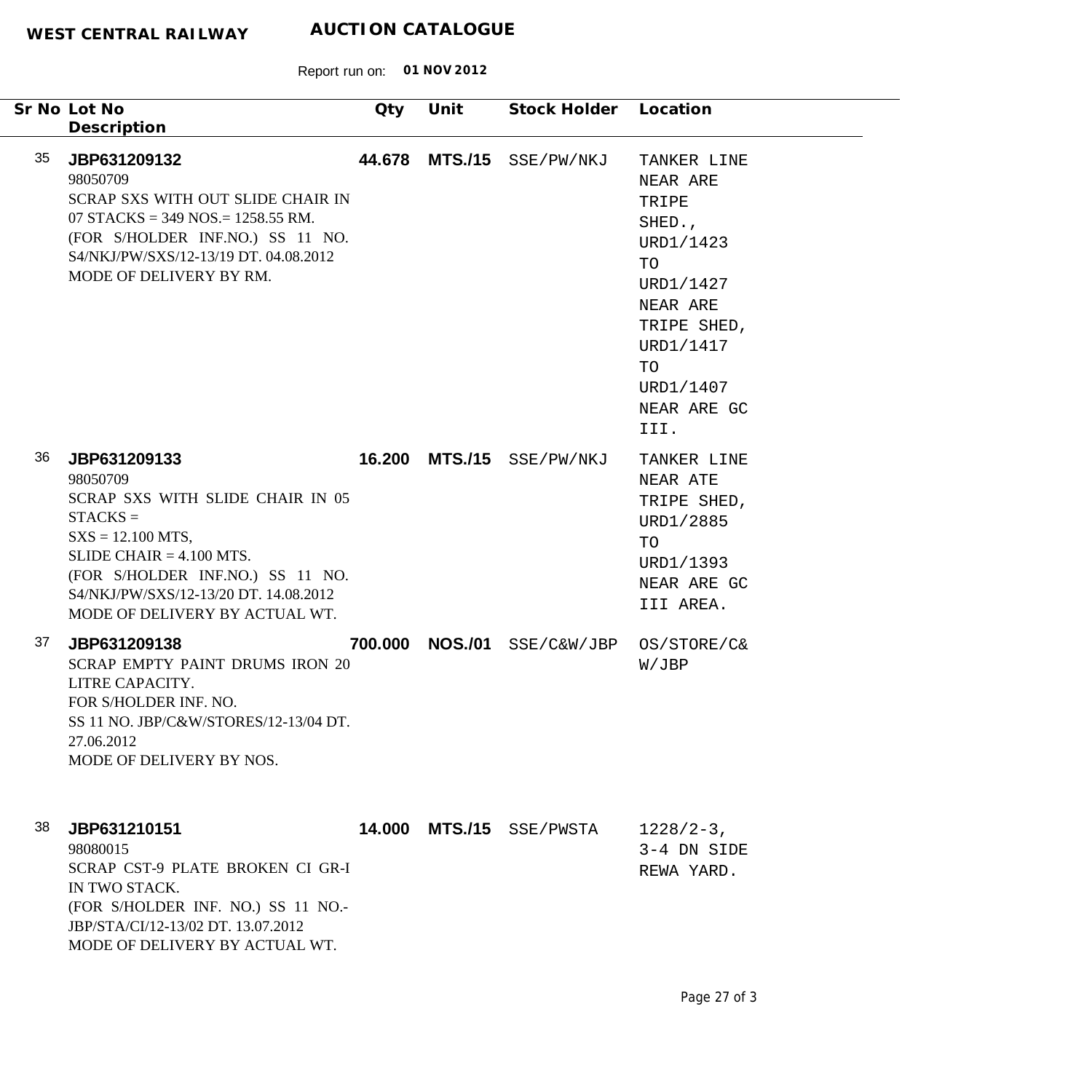**WEST CENTRAL RAILWAY** **AUCTION CATALOGUE**

Report run on: **01 NOV 2012**

| Sr No | Lot No / Description | Qty | Unit | Stock Holder | Location |
|---|---|---|---|---|---|
| 35 | **JBP631209132**<br>98050709<br>SCRAP SXS WITH OUT SLIDE CHAIR IN 07 STACKS = 349 NOS.= 1258.55 RM.<br>(FOR S/HOLDER INF.NO.) SS 11 NO. S4/NKJ/PW/SXS/12-13/19 DT. 04.08.2012<br>MODE OF DELIVERY BY RM. | **44.678** | **MTS./15** | SSE/PW/NKJ | TANKER LINE NEAR ARE TRIPE SHED., URD1/1423 TO URD1/1427 NEAR ARE TRIPE SHED, URD1/1417 TO URD1/1407 NEAR ARE GC III. |
| 36 | **JBP631209133**<br>98050709<br>SCRAP SXS WITH SLIDE CHAIR IN 05 STACKS =<br>SXS = 12.100 MTS,<br>SLIDE CHAIR = 4.100 MTS.<br>(FOR S/HOLDER INF.NO.) SS 11 NO. S4/NKJ/PW/SXS/12-13/20 DT. 14.08.2012<br>MODE OF DELIVERY BY ACTUAL WT. | **16.200** | **MTS./15** | SSE/PW/NKJ | TANKER LINE NEAR ATE TRIPE SHED, URD1/2885 TO URD1/1393 NEAR ARE GC III AREA. |
| 37 | **JBP631209138**<br>SCRAP EMPTY PAINT DRUMS IRON 20 LITRE CAPACITY.<br>FOR S/HOLDER INF. NO.<br>SS 11 NO. JBP/C&W/STORES/12-13/04 DT. 27.06.2012<br>MODE OF DELIVERY BY NOS. | **700.000** | **NOS./01** | SSE/C&W/JBP | OS/STORE/C&W/JBP |
| 38 | **JBP631210151**<br>98080015<br>SCRAP CST-9 PLATE BROKEN CI GR-I IN TWO STACK.<br>(FOR S/HOLDER INF. NO.) SS 11 NO.-JBP/STA/CI/12-13/02 DT. 13.07.2012<br>MODE OF DELIVERY BY ACTUAL WT. | **14.000** | **MTS./15** | SSE/PWSTA | 1228/2-3, 3-4 DN SIDE REWA YARD. |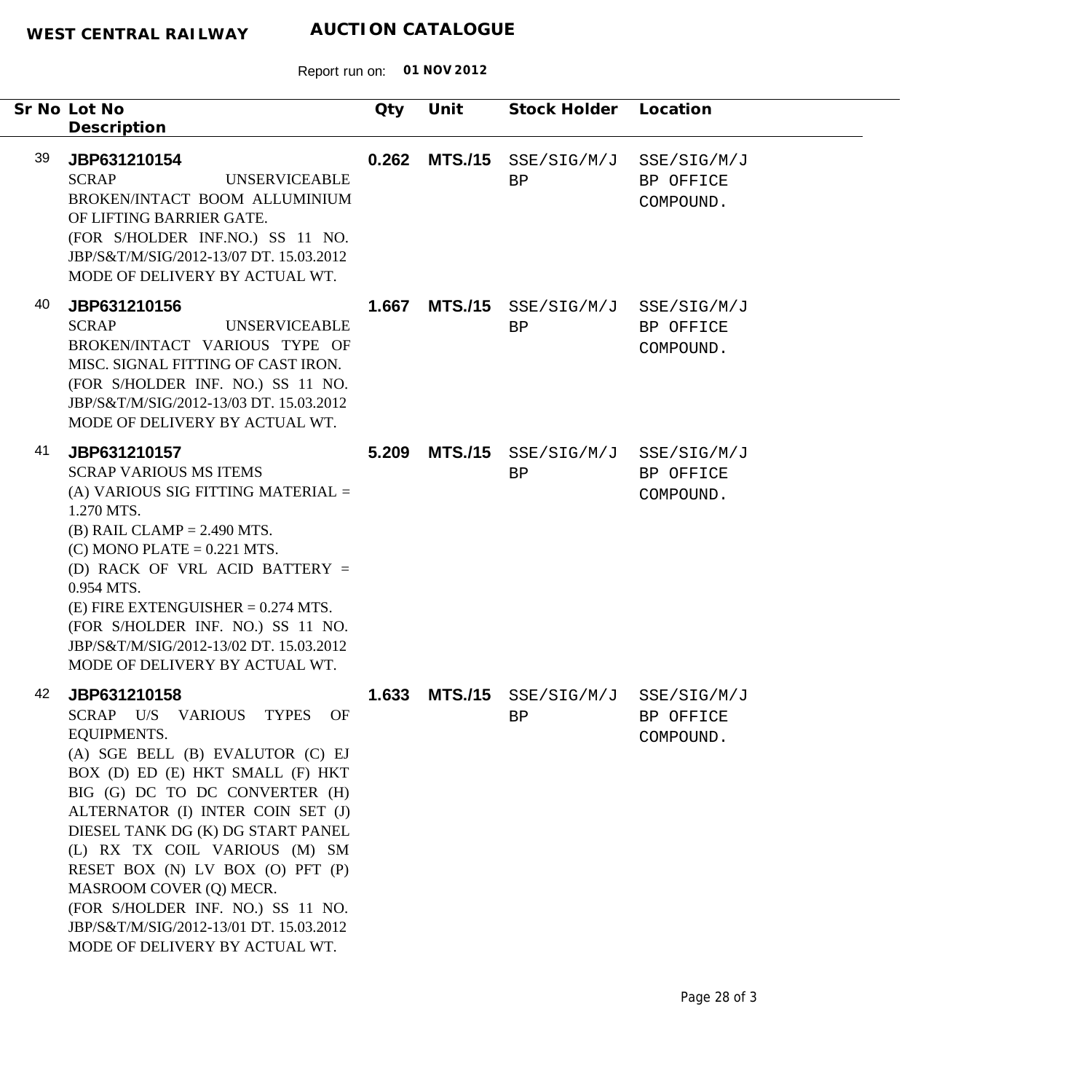**WEST CENTRAL RAILWAY** **AUCTION CATALOGUE**

Report run on: **01 NOV 2012**

| Sr No | Lot No / Description | Qty | Unit | Stock Holder | Location |
|---|---|---|---|---|---|
| 39 | **JBP631210154**<br>SCRAP UNSERVICEABLE BROKEN/INTACT BOOM ALLUMINIUM OF LIFTING BARRIER GATE.<br>(FOR S/HOLDER INF.NO.) SS 11 NO. JBP/S&T/M/SIG/2012-13/07 DT. 15.03.2012<br>MODE OF DELIVERY BY ACTUAL WT. | **0.262** | **MTS./15** | SSE/SIG/M/JBP | SSE/SIG/M/JBP OFFICE COMPOUND. |
| 40 | **JBP631210156**<br>SCRAP UNSERVICEABLE BROKEN/INTACT VARIOUS TYPE OF MISC. SIGNAL FITTING OF CAST IRON.<br>(FOR S/HOLDER INF. NO.) SS 11 NO. JBP/S&T/M/SIG/2012-13/03 DT. 15.03.2012<br>MODE OF DELIVERY BY ACTUAL WT. | **1.667** | **MTS./15** | SSE/SIG/M/JBP | SSE/SIG/M/JBP OFFICE COMPOUND. |
| 41 | **JBP631210157**<br>SCRAP VARIOUS MS ITEMS<br>(A) VARIOUS SIG FITTING MATERIAL = 1.270 MTS.<br>(B) RAIL CLAMP = 2.490 MTS.<br>(C) MONO PLATE = 0.221 MTS.<br>(D) RACK OF VRL ACID BATTERY = 0.954 MTS.<br>(E) FIRE EXTENGUISHER = 0.274 MTS.<br>(FOR S/HOLDER INF. NO.) SS 11 NO. JBP/S&T/M/SIG/2012-13/02 DT. 15.03.2012<br>MODE OF DELIVERY BY ACTUAL WT. | **5.209** | **MTS./15** | SSE/SIG/M/JBP | SSE/SIG/M/JBP OFFICE COMPOUND. |
| 42 | **JBP631210158**<br>SCRAP U/S VARIOUS TYPES OF EQUIPMENTS.<br>(A) SGE BELL (B) EVALUTOR (C) EJ BOX (D) ED (E) HKT SMALL (F) HKT BIG (G) DC TO DC CONVERTER (H) ALTERNATOR (I) INTER COIN SET (J) DIESEL TANK DG (K) DG START PANEL (L) RX TX COIL VARIOUS (M) SM RESET BOX (N) LV BOX (O) PFT (P) MASROOM COVER (Q) MECR.<br>(FOR S/HOLDER INF. NO.) SS 11 NO. JBP/S&T/M/SIG/2012-13/01 DT. 15.03.2012<br>MODE OF DELIVERY BY ACTUAL WT. | **1.633** | **MTS./15** | SSE/SIG/M/JBP | SSE/SIG/M/JBP OFFICE COMPOUND. |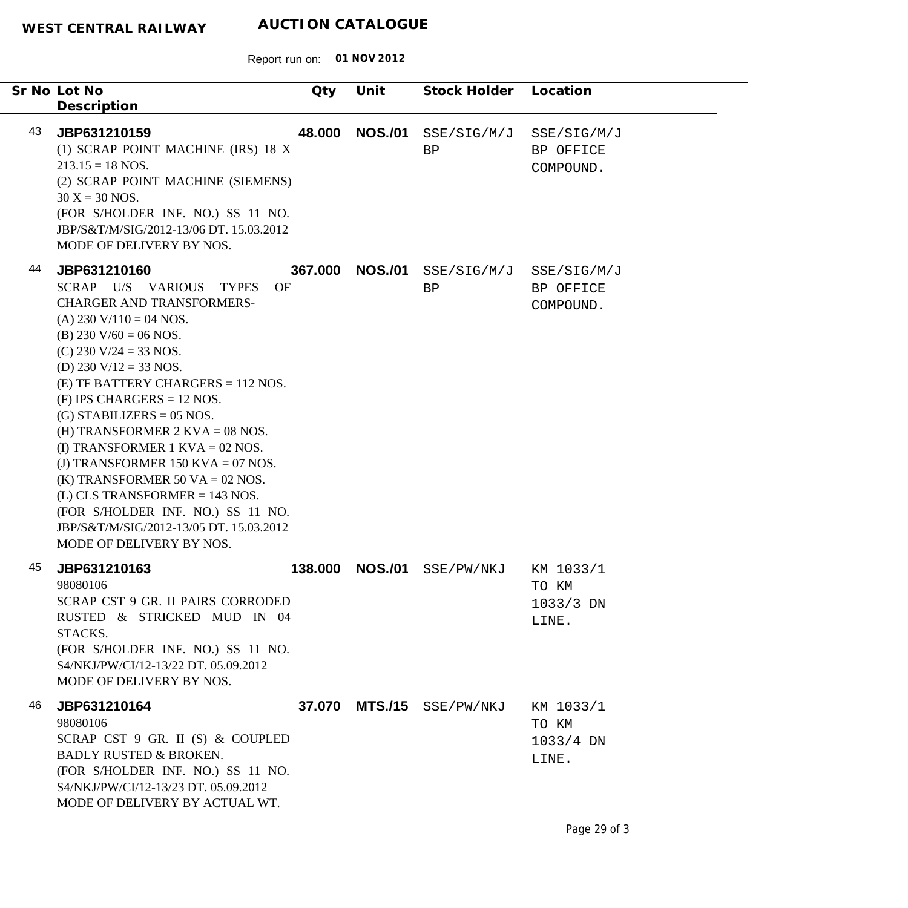**WEST CENTRAL RAILWAY** **AUCTION CATALOGUE**

Report run on: **01 NOV 2012**

| Sr No | Lot No / Description | Qty | Unit | Stock Holder | Location |
|---|---|---|---|---|---|
| 43 | **JBP631210159**<br>(1) SCRAP POINT MACHINE (IRS) 18 X 213.15 = 18 NOS.<br>(2) SCRAP POINT MACHINE (SIEMENS) 30 X = 30 NOS.<br>(FOR S/HOLDER INF. NO.) SS 11 NO. JBP/S&T/M/SIG/2012-13/06 DT. 15.03.2012<br>MODE OF DELIVERY BY NOS. | **48.000** | **NOS./01** | SSE/SIG/M/JBP | SSE/SIG/M/JBP OFFICE COMPOUND. |
| 44 | **JBP631210160**<br>SCRAP U/S VARIOUS TYPES OF CHARGER AND TRANSFORMERS-<br>(A) 230 V/110 = 04 NOS.<br>(B) 230 V/60 = 06 NOS.<br>(C) 230 V/24 = 33 NOS.<br>(D) 230 V/12 = 33 NOS.<br>(E) TF BATTERY CHARGERS = 112 NOS.<br>(F) IPS CHARGERS = 12 NOS.<br>(G) STABILIZERS = 05 NOS.<br>(H) TRANSFORMER 2 KVA = 08 NOS.<br>(I) TRANSFORMER 1 KVA = 02 NOS.<br>(J) TRANSFORMER 150 KVA = 07 NOS.<br>(K) TRANSFORMER 50 VA = 02 NOS.<br>(L) CLS TRANSFORMER = 143 NOS.<br>(FOR S/HOLDER INF. NO.) SS 11 NO. JBP/S&T/M/SIG/2012-13/05 DT. 15.03.2012<br>MODE OF DELIVERY BY NOS. | **367.000** | **NOS./01** | SSE/SIG/M/JBP | SSE/SIG/M/JBP OFFICE COMPOUND. |
| 45 | **JBP631210163**<br>98080106<br>SCRAP CST 9 GR. II PAIRS CORRODED RUSTED & STRICKED MUD IN 04 STACKS.<br>(FOR S/HOLDER INF. NO.) SS 11 NO. S4/NKJ/PW/CI/12-13/22 DT. 05.09.2012<br>MODE OF DELIVERY BY NOS. | **138.000** | **NOS./01** | SSE/PW/NKJ | KM 1033/1 TO KM 1033/3 DN LINE. |
| 46 | **JBP631210164**<br>98080106<br>SCRAP CST 9 GR. II (S) & COUPLED BADLY RUSTED & BROKEN.<br>(FOR S/HOLDER INF. NO.) SS 11 NO. S4/NKJ/PW/CI/12-13/23 DT. 05.09.2012<br>MODE OF DELIVERY BY ACTUAL WT. | **37.070** | **MTS./15** | SSE/PW/NKJ | KM 1033/1 TO KM 1033/4 DN LINE. |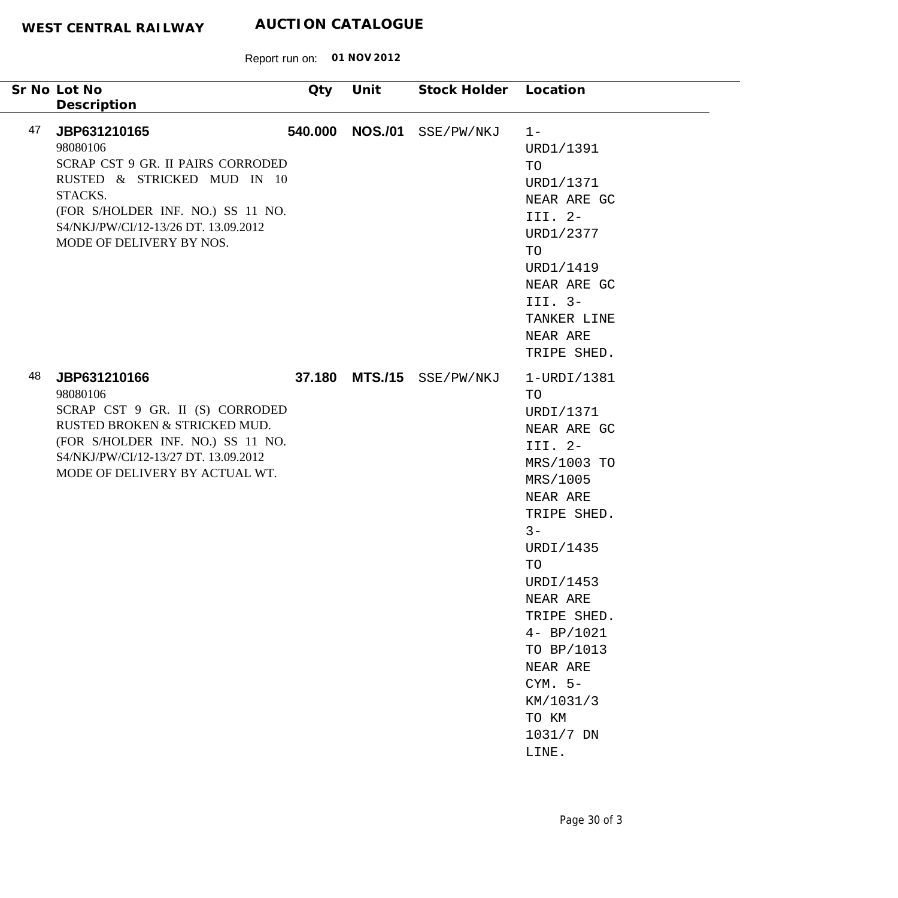**WEST CENTRAL RAILWAY** **AUCTION CATALOGUE**

Report run on: **01 NOV 2012**

| Sr No | Lot No / Description | Qty | Unit | Stock Holder | Location |
|---|---|---|---|---|---|
| 47 | **JBP631210165**<br>98080106<br>SCRAP CST 9 GR. II PAIRS CORRODED RUSTED & STRICKED MUD IN 10 STACKS.<br>(FOR S/HOLDER INF. NO.) SS 11 NO. S4/NKJ/PW/CI/12-13/26 DT. 13.09.2012<br>MODE OF DELIVERY BY NOS. | **540.000** | **NOS./01** | SSE/PW/NKJ | 1-URD1/1391 TO URD1/1371 NEAR ARE GC III. 2-URD1/2377 TO URD1/1419 NEAR ARE GC III. 3-TANKER LINE NEAR ARE TRIPE SHED. |
| 48 | **JBP631210166**<br>98080106<br>SCRAP CST 9 GR. II (S) CORRODED RUSTED BROKEN & STRICKED MUD.<br>(FOR S/HOLDER INF. NO.) SS 11 NO. S4/NKJ/PW/CI/12-13/27 DT. 13.09.2012<br>MODE OF DELIVERY BY ACTUAL WT. | **37.180** | **MTS./15** | SSE/PW/NKJ | 1-URDI/1381 TO URDI/1371 NEAR ARE GC III. 2-MRS/1003 TO MRS/1005 NEAR ARE TRIPE SHED. 3-URDI/1435 TO URDI/1453 NEAR ARE TRIPE SHED. 4- BP/1021 TO BP/1013 NEAR ARE CYM. 5-KM/1031/3 TO KM 1031/7 DN LINE. |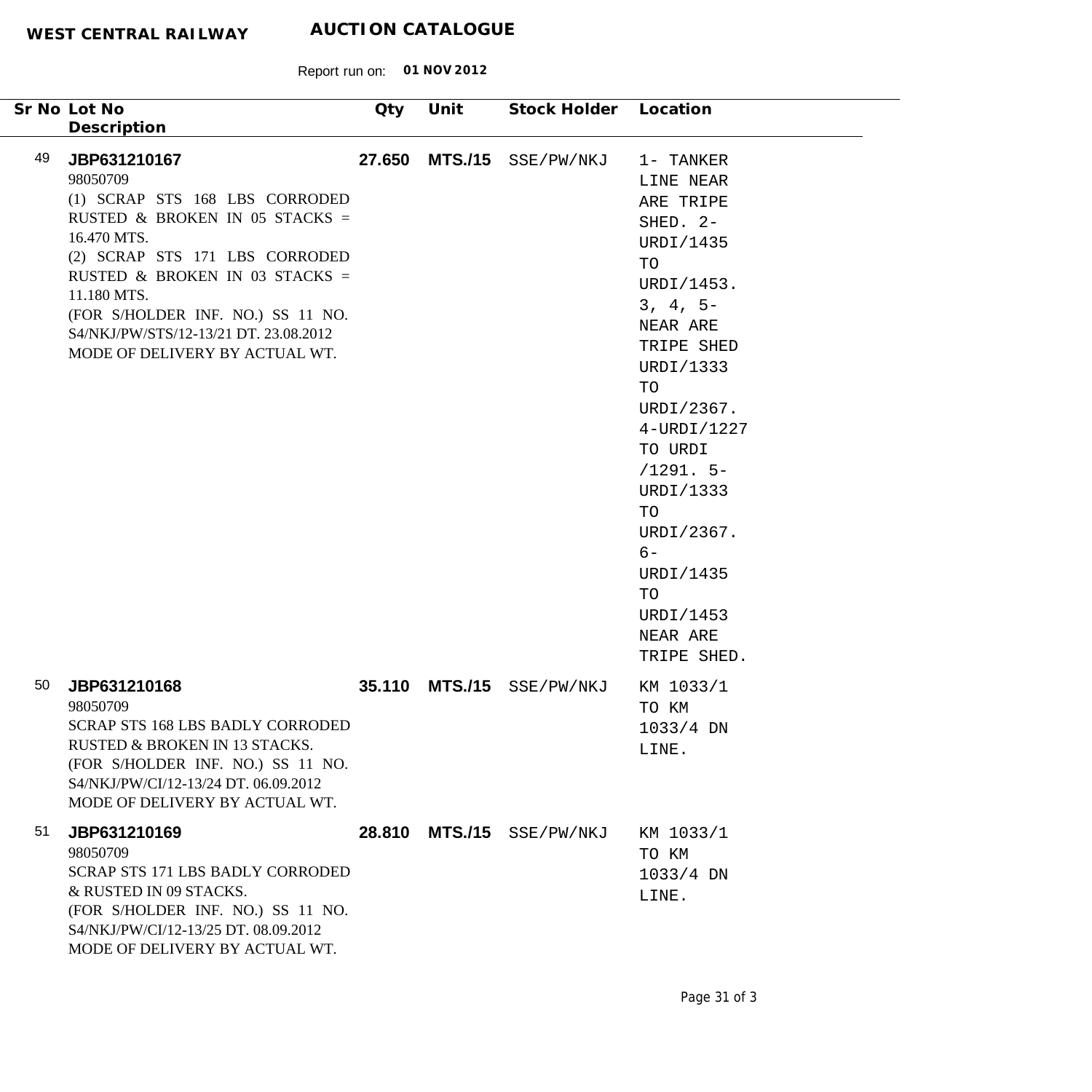**WEST CENTRAL RAILWAY** **AUCTION CATALOGUE**

Report run on: **01 NOV 2012**

| Sr No | Lot No / Description | Qty | Unit | Stock Holder | Location |
|---|---|---|---|---|---|
| 49 | **JBP631210167**<br>98050709<br>(1) SCRAP STS 168 LBS CORRODED RUSTED & BROKEN IN 05 STACKS = 16.470 MTS.<br>(2) SCRAP STS 171 LBS CORRODED RUSTED & BROKEN IN 03 STACKS = 11.180 MTS.<br>(FOR S/HOLDER INF. NO.) SS 11 NO. S4/NKJ/PW/STS/12-13/21 DT. 23.08.2012<br>MODE OF DELIVERY BY ACTUAL WT. | **27.650** | **MTS./15** | SSE/PW/NKJ | 1- TANKER LINE NEAR ARE TRIPE SHED. 2- URDI/1435 TO URDI/1453. 3, 4, 5- NEAR ARE TRIPE SHED URDI/1333 TO URDI/2367. 4-URDI/1227 TO URDI /1291. 5- URDI/1333 TO URDI/2367. 6- URDI/1435 TO URDI/1453 NEAR ARE TRIPE SHED. |
| 50 | **JBP631210168**<br>98050709<br>SCRAP STS 168 LBS BADLY CORRODED RUSTED & BROKEN IN 13 STACKS.<br>(FOR S/HOLDER INF. NO.) SS 11 NO. S4/NKJ/PW/CI/12-13/24 DT. 06.09.2012<br>MODE OF DELIVERY BY ACTUAL WT. | **35.110** | **MTS./15** | SSE/PW/NKJ | KM 1033/1 TO KM 1033/4 DN LINE. |
| 51 | **JBP631210169**<br>98050709<br>SCRAP STS 171 LBS BADLY CORRODED & RUSTED IN 09 STACKS.<br>(FOR S/HOLDER INF. NO.) SS 11 NO. S4/NKJ/PW/CI/12-13/25 DT. 08.09.2012<br>MODE OF DELIVERY BY ACTUAL WT. | **28.810** | **MTS./15** | SSE/PW/NKJ | KM 1033/1 TO KM 1033/4 DN LINE. |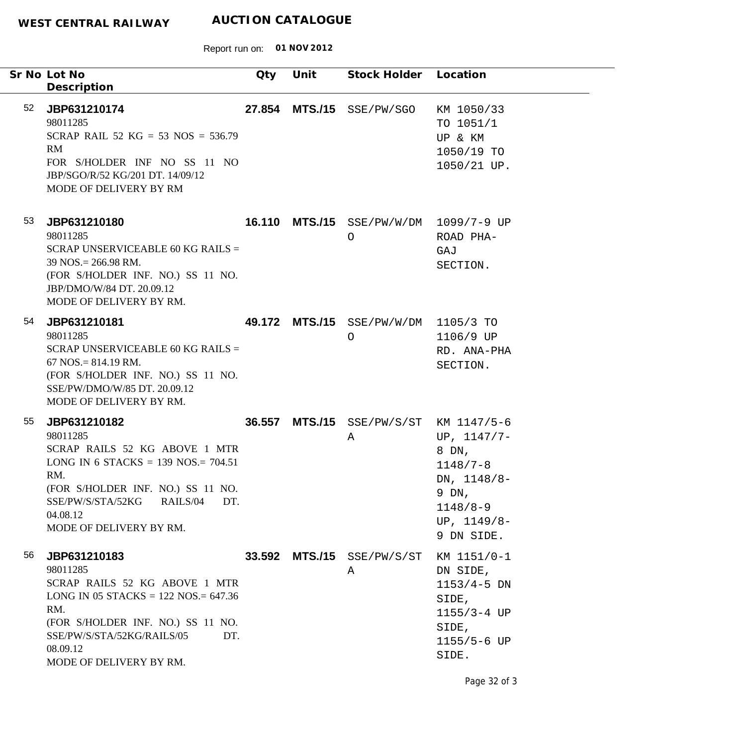**WEST CENTRAL RAILWAY** **AUCTION CATALOGUE**

Report run on: **01 NOV 2012**

| Sr No | Lot No / Description | Qty | Unit | Stock Holder | Location |
|---|---|---|---|---|---|
| 52 | **JBP631210174**<br>98011285<br>SCRAP RAIL 52 KG = 53 NOS = 536.79 RM<br>FOR S/HOLDER INF NO SS 11 NO JBP/SGO/R/52 KG/201 DT. 14/09/12<br>MODE OF DELIVERY BY RM | **27.854** | **MTS./15** | SSE/PW/SGO | KM 1050/33 TO 1051/1 UP & KM 1050/19 TO 1050/21 UP. |
| 53 | **JBP631210180**<br>98011285<br>SCRAP UNSERVICEABLE 60 KG RAILS = 39 NOS.= 266.98 RM.<br>(FOR S/HOLDER INF. NO.) SS 11 NO. JBP/DMO/W/84 DT. 20.09.12<br>MODE OF DELIVERY BY RM. | **16.110** | **MTS./15** | SSE/PW/W/DMO | 1099/7-9 UP ROAD PHA-GAJ SECTION. |
| 54 | **JBP631210181**<br>98011285<br>SCRAP UNSERVICEABLE 60 KG RAILS = 67 NOS.= 814.19 RM.<br>(FOR S/HOLDER INF. NO.) SS 11 NO. SSE/PW/DMO/W/85 DT. 20.09.12<br>MODE OF DELIVERY BY RM. | **49.172** | **MTS./15** | SSE/PW/W/DMO | 1105/3 TO 1106/9 UP RD. ANA-PHA SECTION. |
| 55 | **JBP631210182**<br>98011285<br>SCRAP RAILS 52 KG ABOVE 1 MTR LONG IN 6 STACKS = 139 NOS.= 704.51 RM.<br>(FOR S/HOLDER INF. NO.) SS 11 NO. SSE/PW/S/STA/52KG RAILS/04 DT. 04.08.12<br>MODE OF DELIVERY BY RM. | **36.557** | **MTS./15** | SSE/PW/S/STA | KM 1147/5-6 UP, 1147/7-8 DN, 1148/7-8 DN, 1148/8-9 DN, 1148/8-9 UP, 1149/8-9 DN SIDE. |
| 56 | **JBP631210183**<br>98011285<br>SCRAP RAILS 52 KG ABOVE 1 MTR LONG IN 05 STACKS = 122 NOS.= 647.36 RM.<br>(FOR S/HOLDER INF. NO.) SS 11 NO. SSE/PW/S/STA/52KG/RAILS/05 DT. 08.09.12<br>MODE OF DELIVERY BY RM. | **33.592** | **MTS./15** | SSE/PW/S/STA | KM 1151/0-1 DN SIDE, 1153/4-5 DN SIDE, 1155/3-4 UP SIDE, 1155/5-6 UP SIDE. |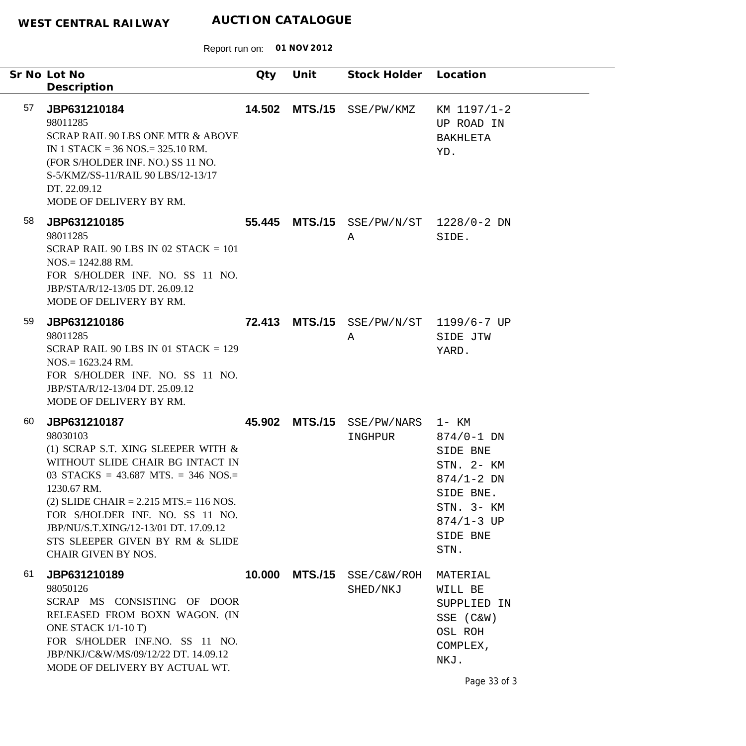**WEST CENTRAL RAILWAY** **AUCTION CATALOGUE**

Report run on: **01 NOV 2012**

| Sr No | Lot No / Description | Qty | Unit | Stock Holder | Location |
|---|---|---|---|---|---|
| 57 | **JBP631210184**<br>98011285<br>SCRAP RAIL 90 LBS ONE MTR & ABOVE IN 1 STACK = 36 NOS.= 325.10 RM.<br>(FOR S/HOLDER INF. NO.) SS 11 NO. S-5/KMZ/SS-11/RAIL 90 LBS/12-13/17 DT. 22.09.12<br>MODE OF DELIVERY BY RM. | **14.502** | **MTS./15** | SSE/PW/KMZ | KM 1197/1-2 UP ROAD IN BAKHLETA YD. |
| 58 | **JBP631210185**<br>98011285<br>SCRAP RAIL 90 LBS IN 02 STACK = 101 NOS.= 1242.88 RM.<br>FOR S/HOLDER INF. NO. SS 11 NO. JBP/STA/R/12-13/05 DT. 26.09.12<br>MODE OF DELIVERY BY RM. | **55.445** | **MTS./15** | SSE/PW/N/STA | 1228/0-2 DN SIDE. |
| 59 | **JBP631210186**<br>98011285<br>SCRAP RAIL 90 LBS IN 01 STACK = 129 NOS.= 1623.24 RM.<br>FOR S/HOLDER INF. NO. SS 11 NO. JBP/STA/R/12-13/04 DT. 25.09.12<br>MODE OF DELIVERY BY RM. | **72.413** | **MTS./15** | SSE/PW/N/STA | 1199/6-7 UP SIDE JTW YARD. |
| 60 | **JBP631210187**<br>98030103<br>(1) SCRAP S.T. XING SLEEPER WITH & WITHOUT SLIDE CHAIR BG INTACT IN 03 STACKS = 43.687 MTS. = 346 NOS.= 1230.67 RM.<br>(2) SLIDE CHAIR = 2.215 MTS.= 116 NOS.<br>FOR S/HOLDER INF. NO. SS 11 NO. JBP/NU/S.T.XING/12-13/01 DT. 17.09.12<br>STS SLEEPER GIVEN BY RM & SLIDE CHAIR GIVEN BY NOS. | **45.902** | **MTS./15** | SSE/PW/NARSINGHPUR | 1- KM 874/0-1 DN SIDE BNE STN. 2- KM 874/1-2 DN SIDE BNE. STN. 3- KM 874/1-3 UP SIDE BNE STN. |
| 61 | **JBP631210189**<br>98050126<br>SCRAP MS CONSISTING OF DOOR RELEASED FROM BOXN WAGON. (IN ONE STACK 1/1-10 T)<br>FOR S/HOLDER INF.NO. SS 11 NO. JBP/NKJ/C&W/MS/09/12/22 DT. 14.09.12<br>MODE OF DELIVERY BY ACTUAL WT. | **10.000** | **MTS./15** | SSE/C&W/ROHSHED/NKJ | MATERIAL WILL BE SUPPLIED IN SSE (C&W) OSL ROH COMPLEX, NKJ. |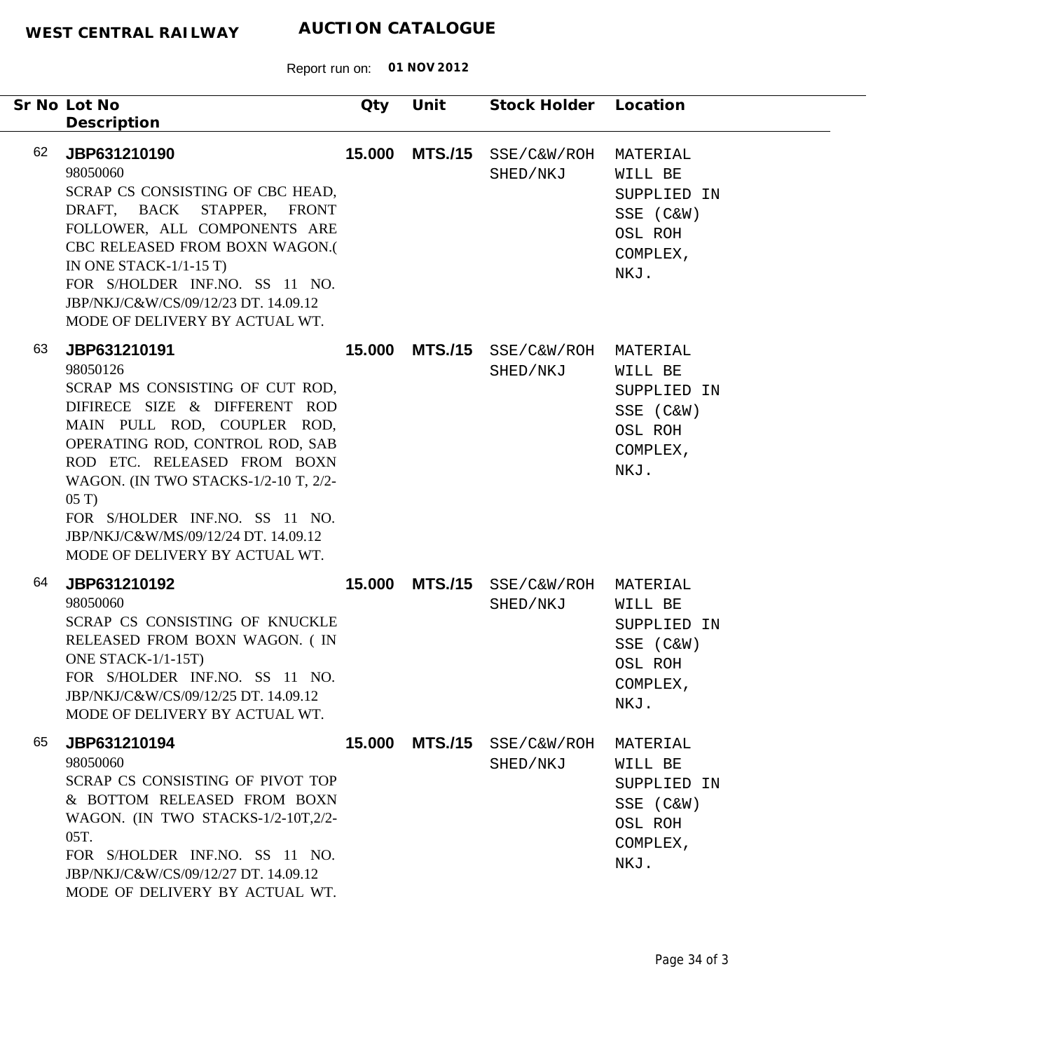**WEST CENTRAL RAILWAY** **AUCTION CATALOGUE**

Report run on: **01 NOV 2012**

| Sr No | Lot No / Description | Qty | Unit | Stock Holder | Location |
|---|---|---|---|---|---|
| 62 | **JBP631210190**<br>98050060<br>SCRAP CS CONSISTING OF CBC HEAD, DRAFT, BACK STAPPER, FRONT FOLLOWER, ALL COMPONENTS ARE CBC RELEASED FROM BOXN WAGON.( IN ONE STACK-1/1-15 T)<br>FOR S/HOLDER INF.NO. SS 11 NO. JBP/NKJ/C&W/CS/09/12/23 DT. 14.09.12<br>MODE OF DELIVERY BY ACTUAL WT. | **15.000** | **MTS./15** | SSE/C&W/ROH SHED/NKJ | MATERIAL WILL BE SUPPLIED IN SSE (C&W) OSL ROH COMPLEX, NKJ. |
| 63 | **JBP631210191**<br>98050126<br>SCRAP MS CONSISTING OF CUT ROD, DIFIRECE SIZE & DIFFERENT ROD MAIN PULL ROD, COUPLER ROD, OPERATING ROD, CONTROL ROD, SAB ROD ETC. RELEASED FROM BOXN WAGON. (IN TWO STACKS-1/2-10 T, 2/2-05 T)<br>FOR S/HOLDER INF.NO. SS 11 NO. JBP/NKJ/C&W/MS/09/12/24 DT. 14.09.12<br>MODE OF DELIVERY BY ACTUAL WT. | **15.000** | **MTS./15** | SSE/C&W/ROH SHED/NKJ | MATERIAL WILL BE SUPPLIED IN SSE (C&W) OSL ROH COMPLEX, NKJ. |
| 64 | **JBP631210192**<br>98050060<br>SCRAP CS CONSISTING OF KNUCKLE RELEASED FROM BOXN WAGON. ( IN ONE STACK-1/1-15T)<br>FOR S/HOLDER INF.NO. SS 11 NO. JBP/NKJ/C&W/CS/09/12/25 DT. 14.09.12<br>MODE OF DELIVERY BY ACTUAL WT. | **15.000** | **MTS./15** | SSE/C&W/ROH SHED/NKJ | MATERIAL WILL BE SUPPLIED IN SSE (C&W) OSL ROH COMPLEX, NKJ. |
| 65 | **JBP631210194**<br>98050060<br>SCRAP CS CONSISTING OF PIVOT TOP & BOTTOM RELEASED FROM BOXN WAGON. (IN TWO STACKS-1/2-10T,2/2-05T.<br>FOR S/HOLDER INF.NO. SS 11 NO. JBP/NKJ/C&W/CS/09/12/27 DT. 14.09.12<br>MODE OF DELIVERY BY ACTUAL WT. | **15.000** | **MTS./15** | SSE/C&W/ROH SHED/NKJ | MATERIAL WILL BE SUPPLIED IN SSE (C&W) OSL ROH COMPLEX, NKJ. |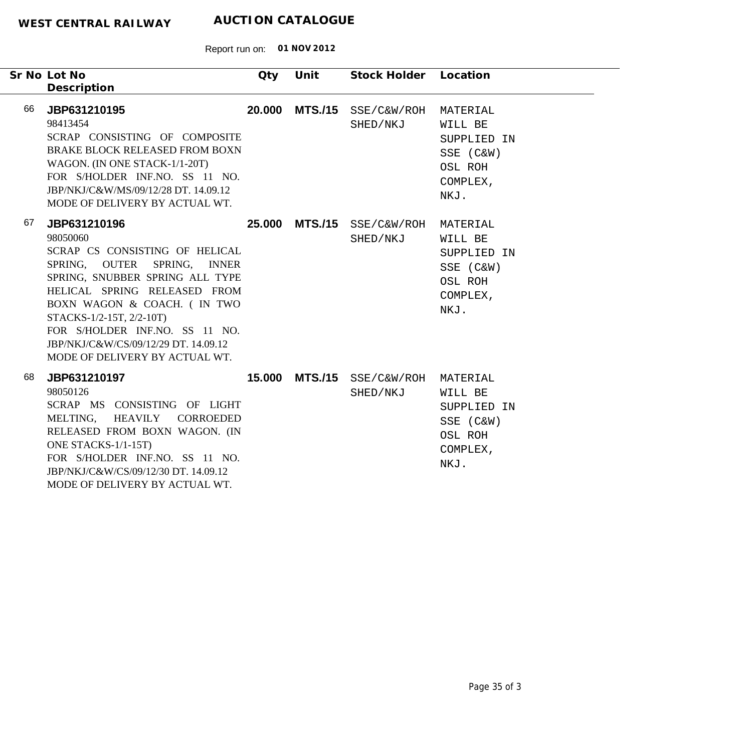**WEST CENTRAL RAILWAY** **AUCTION CATALOGUE**

Report run on: **01 NOV 2012**

| Sr No | Lot No / Description | Qty | Unit | Stock Holder | Location |
|---|---|---|---|---|---|
| 66 | **JBP631210195**<br>98413454<br>SCRAP CONSISTING OF COMPOSITE BRAKE BLOCK RELEASED FROM BOXN WAGON. (IN ONE STACK-1/1-20T)<br>FOR S/HOLDER INF.NO. SS 11 NO. JBP/NKJ/C&W/MS/09/12/28 DT. 14.09.12<br>MODE OF DELIVERY BY ACTUAL WT. | **20.000** | **MTS./15** | SSE/C&W/ROH SHED/NKJ | MATERIAL WILL BE SUPPLIED IN SSE (C&W) OSL ROH COMPLEX, NKJ. |
| 67 | **JBP631210196**<br>98050060<br>SCRAP CS CONSISTING OF HELICAL SPRING, OUTER SPRING, INNER SPRING, SNUBBER SPRING ALL TYPE HELICAL SPRING RELEASED FROM BOXN WAGON & COACH. ( IN TWO STACKS-1/2-15T, 2/2-10T)<br>FOR S/HOLDER INF.NO. SS 11 NO. JBP/NKJ/C&W/CS/09/12/29 DT. 14.09.12<br>MODE OF DELIVERY BY ACTUAL WT. | **25.000** | **MTS./15** | SSE/C&W/ROH SHED/NKJ | MATERIAL WILL BE SUPPLIED IN SSE (C&W) OSL ROH COMPLEX, NKJ. |
| 68 | **JBP631210197**<br>98050126<br>SCRAP MS CONSISTING OF LIGHT MELTING, HEAVILY CORROEDED RELEASED FROM BOXN WAGON. (IN ONE STACKS-1/1-15T)<br>FOR S/HOLDER INF.NO. SS 11 NO. JBP/NKJ/C&W/CS/09/12/30 DT. 14.09.12<br>MODE OF DELIVERY BY ACTUAL WT. | **15.000** | **MTS./15** | SSE/C&W/ROH SHED/NKJ | MATERIAL WILL BE SUPPLIED IN SSE (C&W) OSL ROH COMPLEX, NKJ. |